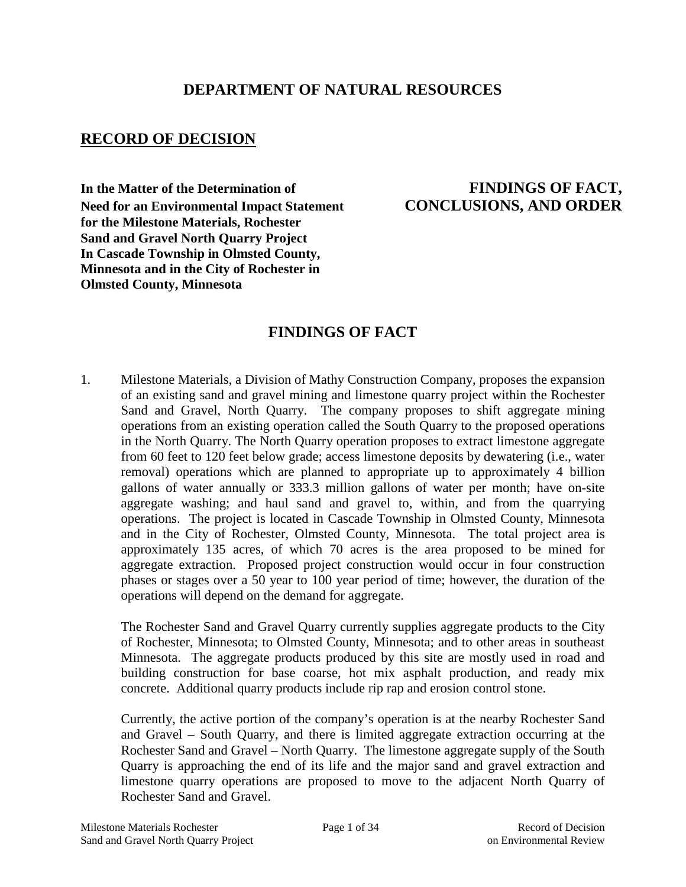# DEPARTMENT OF NATURAL RESOURCES

## RECORD OF DECISION

**In the Matter of the Determination of Need for an Environmental Impact Statement for the Milestone Materials, Rochester Sand and Gravel North Quarry Project In Cascade Township in Olmsted County, Minnesota and in the City of Rochester in Olmsted County, Minnesota**

**FINDINGS OF FACT, CONCLUSIONS, AND ORDER**

## FINDINGS OF FACT

1. Milestone Materials, a Division of Mathy Construction Company, proposes the expansion of an existing sand and gravel mining and limestone quarry project within the Rochester Sand and Gravel, North Quarry. The company proposes to shift aggregate mining operations from an existing operation called the South Quarry to the proposed operations in the North Quarry. The North Quarry operation proposes to extract limestone aggregate from 60 feet to 120 feet below grade; access limestone deposits by dewatering (i.e., water removal) operations which are planned to appropriate up to approximately 4 billion gallons of water annually or 333.3 million gallons of water per month; have on-site aggregate washing; and haul sand and gravel to, within, and from the quarrying operations. The project is located in Cascade Township in Olmsted County, Minnesota and in the City of Rochester, Olmsted County, Minnesota. The total project area is approximately 135 acres, of which 70 acres is the area proposed to be mined for aggregate extraction. Proposed project construction would occur in four construction phases or stages over a 50 year to 100 year period of time; however, the duration of the operations will depend on the demand for aggregate.

   The Rochester Sand and Gravel Quarry currently supplies aggregate products to the City of Rochester, Minnesota; to Olmsted County, Minnesota; and to other areas in southeast Minnesota. The aggregate products produced by this site are mostly used in road and building construction for base coarse, hot mix asphalt production, and ready mix concrete. Additional quarry products include rip rap and erosion control stone.

   Currently, the active portion of the company's operation is at the nearby Rochester Sand and Gravel – South Quarry, and there is limited aggregate extraction occurring at the Rochester Sand and Gravel – North Quarry. The limestone aggregate supply of the South Quarry is approaching the end of its life and the major sand and gravel extraction and limestone quarry operations are proposed to move to the adjacent North Quarry of Rochester Sand and Gravel.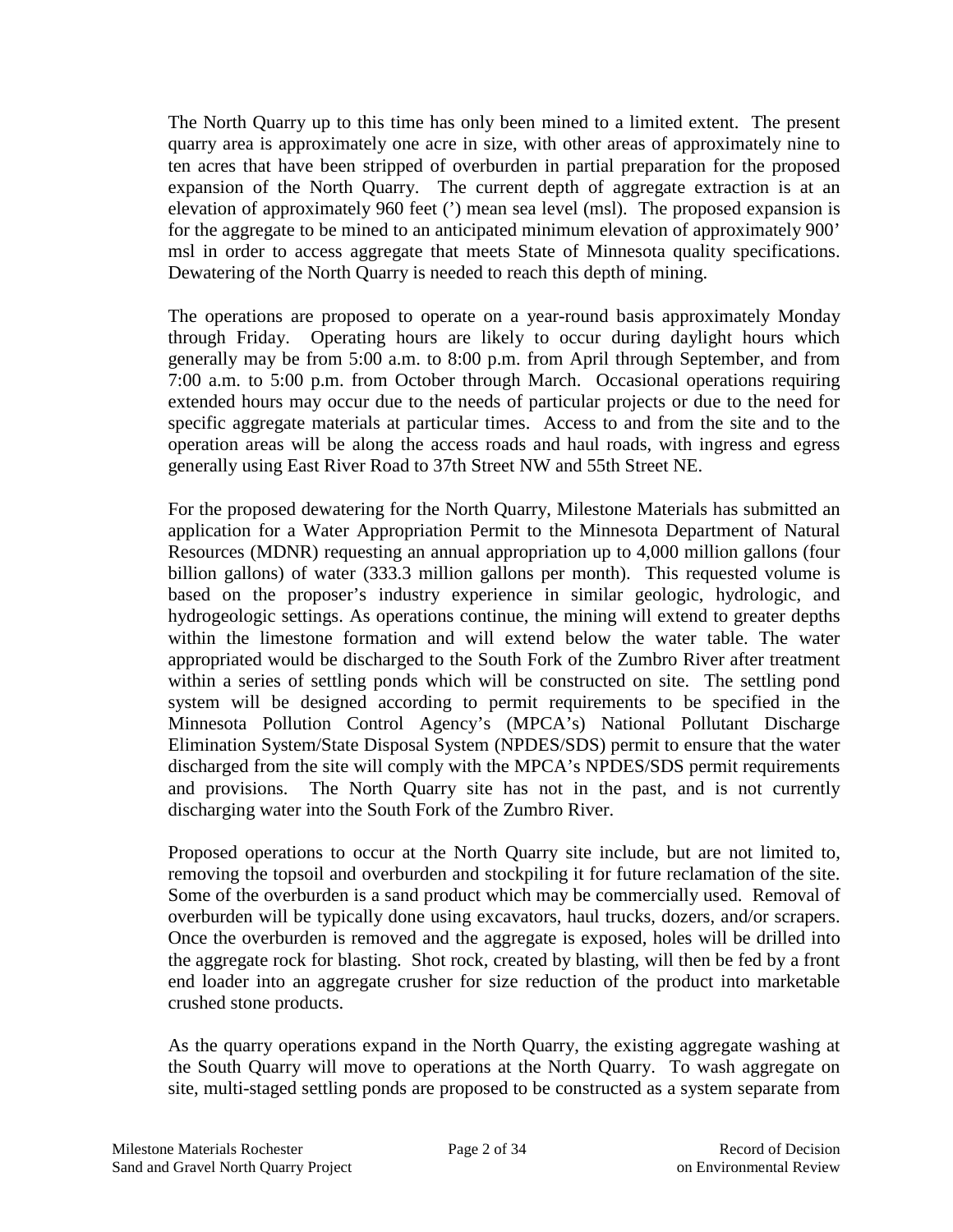The North Quarry up to this time has only been mined to a limited extent. The present quarry area is approximately one acre in size, with other areas of approximately nine to ten acres that have been stripped of overburden in partial preparation for the proposed expansion of the North Quarry. The current depth of aggregate extraction is at an elevation of approximately 960 feet (') mean sea level (msl). The proposed expansion is for the aggregate to be mined to an anticipated minimum elevation of approximately 900' msl in order to access aggregate that meets State of Minnesota quality specifications. Dewatering of the North Quarry is needed to reach this depth of mining.

The operations are proposed to operate on a year-round basis approximately Monday through Friday. Operating hours are likely to occur during daylight hours which generally may be from 5:00 a.m. to 8:00 p.m. from April through September, and from 7:00 a.m. to 5:00 p.m. from October through March. Occasional operations requiring extended hours may occur due to the needs of particular projects or due to the need for specific aggregate materials at particular times. Access to and from the site and to the operation areas will be along the access roads and haul roads, with ingress and egress generally using East River Road to 37th Street NW and 55th Street NE.

For the proposed dewatering for the North Quarry, Milestone Materials has submitted an application for a Water Appropriation Permit to the Minnesota Department of Natural Resources (MDNR) requesting an annual appropriation up to 4,000 million gallons (four billion gallons) of water (333.3 million gallons per month). This requested volume is based on the proposer's industry experience in similar geologic, hydrologic, and hydrogeologic settings. As operations continue, the mining will extend to greater depths within the limestone formation and will extend below the water table. The water appropriated would be discharged to the South Fork of the Zumbro River after treatment within a series of settling ponds which will be constructed on site. The settling pond system will be designed according to permit requirements to be specified in the Minnesota Pollution Control Agency's (MPCA's) National Pollutant Discharge Elimination System/State Disposal System (NPDES/SDS) permit to ensure that the water discharged from the site will comply with the MPCA's NPDES/SDS permit requirements and provisions. The North Quarry site has not in the past, and is not currently discharging water into the South Fork of the Zumbro River.

Proposed operations to occur at the North Quarry site include, but are not limited to, removing the topsoil and overburden and stockpiling it for future reclamation of the site. Some of the overburden is a sand product which may be commercially used. Removal of overburden will be typically done using excavators, haul trucks, dozers, and/or scrapers. Once the overburden is removed and the aggregate is exposed, holes will be drilled into the aggregate rock for blasting. Shot rock, created by blasting, will then be fed by a front end loader into an aggregate crusher for size reduction of the product into marketable crushed stone products.

As the quarry operations expand in the North Quarry, the existing aggregate washing at the South Quarry will move to operations at the North Quarry. To wash aggregate on site, multi-staged settling ponds are proposed to be constructed as a system separate from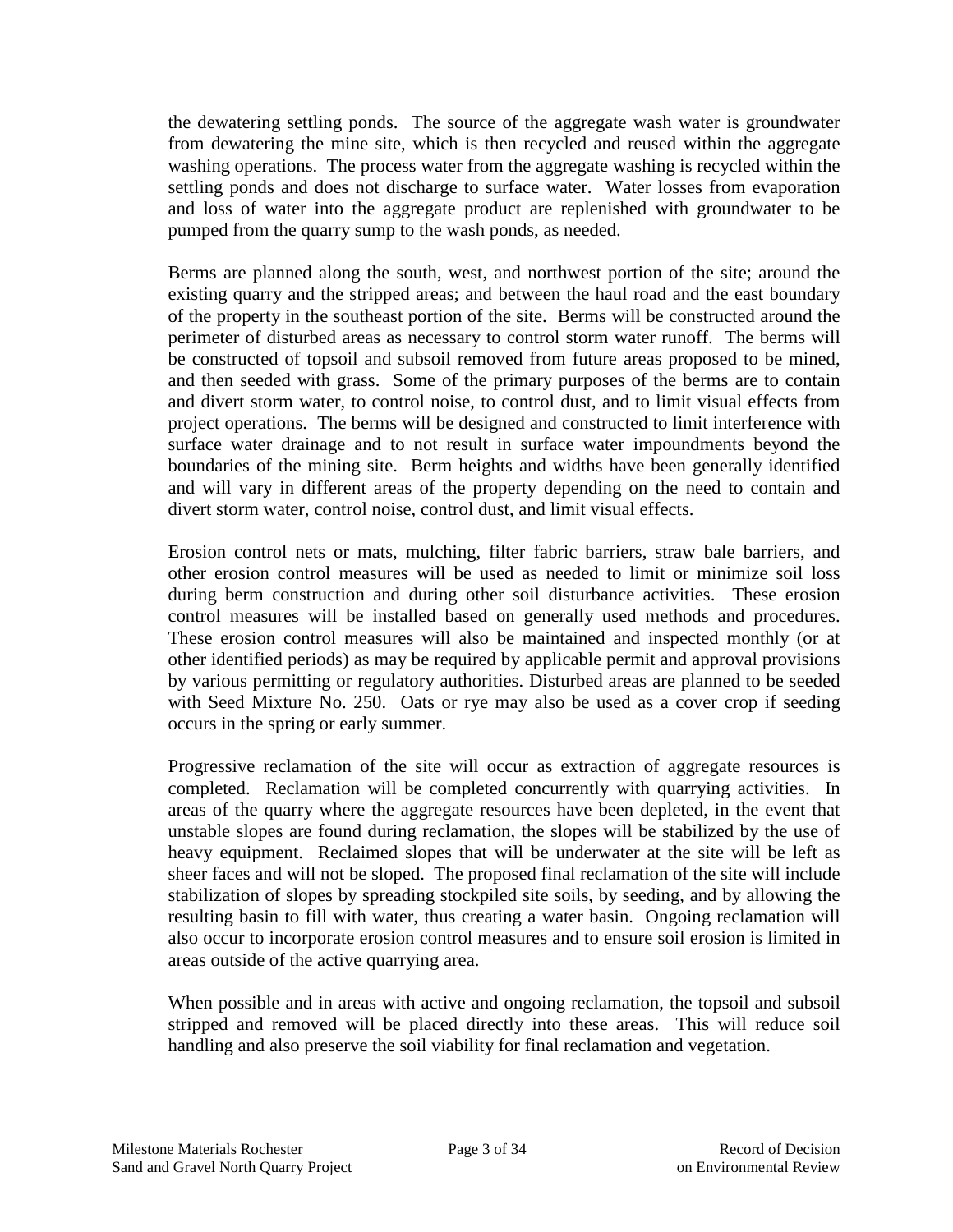the dewatering settling ponds. The source of the aggregate wash water is groundwater from dewatering the mine site, which is then recycled and reused within the aggregate washing operations. The process water from the aggregate washing is recycled within the settling ponds and does not discharge to surface water. Water losses from evaporation and loss of water into the aggregate product are replenished with groundwater to be pumped from the quarry sump to the wash ponds, as needed.

Berms are planned along the south, west, and northwest portion of the site; around the existing quarry and the stripped areas; and between the haul road and the east boundary of the property in the southeast portion of the site. Berms will be constructed around the perimeter of disturbed areas as necessary to control storm water runoff. The berms will be constructed of topsoil and subsoil removed from future areas proposed to be mined, and then seeded with grass. Some of the primary purposes of the berms are to contain and divert storm water, to control noise, to control dust, and to limit visual effects from project operations. The berms will be designed and constructed to limit interference with surface water drainage and to not result in surface water impoundments beyond the boundaries of the mining site. Berm heights and widths have been generally identified and will vary in different areas of the property depending on the need to contain and divert storm water, control noise, control dust, and limit visual effects.

Erosion control nets or mats, mulching, filter fabric barriers, straw bale barriers, and other erosion control measures will be used as needed to limit or minimize soil loss during berm construction and during other soil disturbance activities. These erosion control measures will be installed based on generally used methods and procedures. These erosion control measures will also be maintained and inspected monthly (or at other identified periods) as may be required by applicable permit and approval provisions by various permitting or regulatory authorities. Disturbed areas are planned to be seeded with Seed Mixture No. 250. Oats or rye may also be used as a cover crop if seeding occurs in the spring or early summer.

Progressive reclamation of the site will occur as extraction of aggregate resources is completed. Reclamation will be completed concurrently with quarrying activities. In areas of the quarry where the aggregate resources have been depleted, in the event that unstable slopes are found during reclamation, the slopes will be stabilized by the use of heavy equipment. Reclaimed slopes that will be underwater at the site will be left as sheer faces and will not be sloped. The proposed final reclamation of the site will include stabilization of slopes by spreading stockpiled site soils, by seeding, and by allowing the resulting basin to fill with water, thus creating a water basin. Ongoing reclamation will also occur to incorporate erosion control measures and to ensure soil erosion is limited in areas outside of the active quarrying area.

When possible and in areas with active and ongoing reclamation, the topsoil and subsoil stripped and removed will be placed directly into these areas. This will reduce soil handling and also preserve the soil viability for final reclamation and vegetation.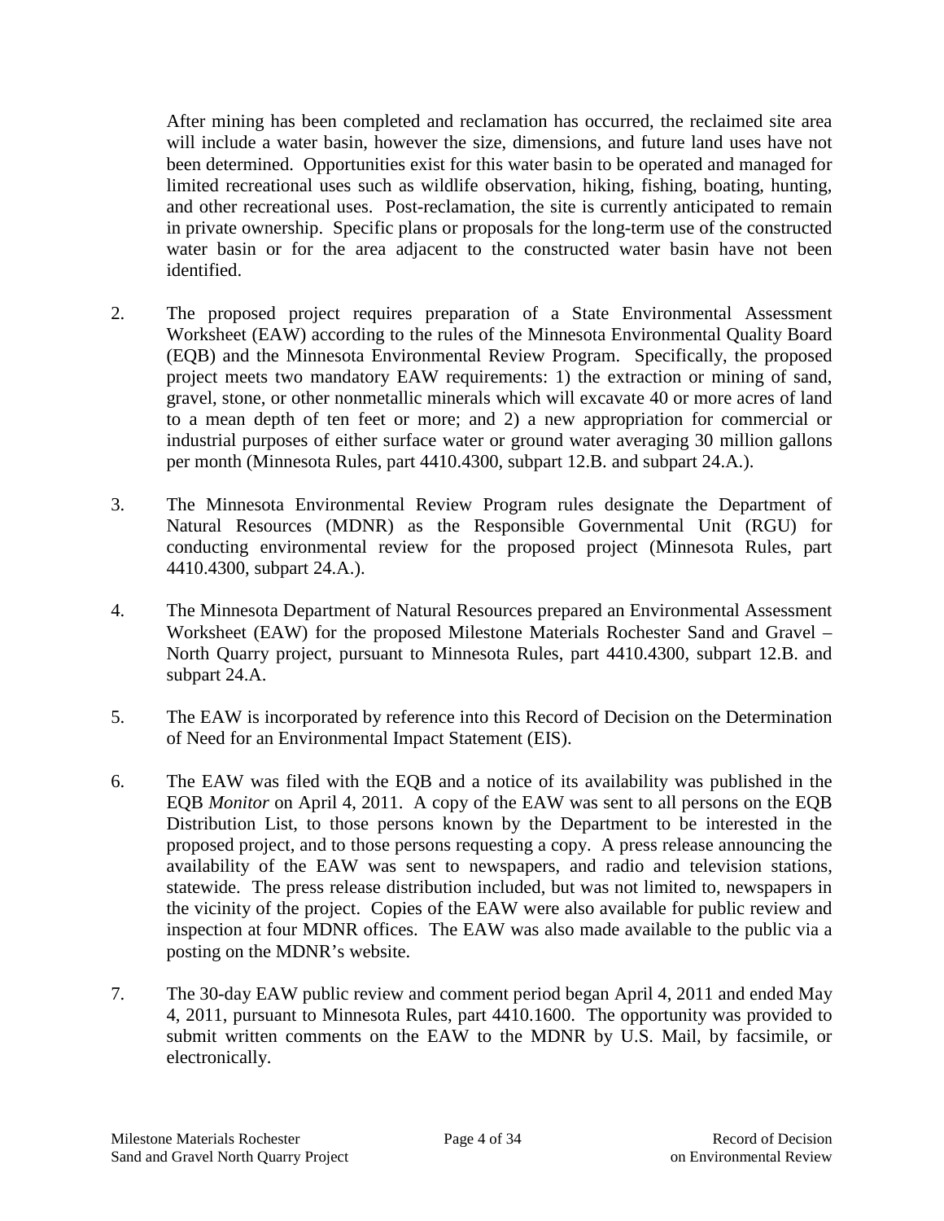After mining has been completed and reclamation has occurred, the reclaimed site area will include a water basin, however the size, dimensions, and future land uses have not been determined. Opportunities exist for this water basin to be operated and managed for limited recreational uses such as wildlife observation, hiking, fishing, boating, hunting, and other recreational uses. Post-reclamation, the site is currently anticipated to remain in private ownership. Specific plans or proposals for the long-term use of the constructed water basin or for the area adjacent to the constructed water basin have not been identified.

2. The proposed project requires preparation of a State Environmental Assessment Worksheet (EAW) according to the rules of the Minnesota Environmental Quality Board (EQB) and the Minnesota Environmental Review Program. Specifically, the proposed project meets two mandatory EAW requirements: 1) the extraction or mining of sand, gravel, stone, or other nonmetallic minerals which will excavate 40 or more acres of land to a mean depth of ten feet or more; and 2) a new appropriation for commercial or industrial purposes of either surface water or ground water averaging 30 million gallons per month (Minnesota Rules, part 4410.4300, subpart 12.B. and subpart 24.A.).

3. The Minnesota Environmental Review Program rules designate the Department of Natural Resources (MDNR) as the Responsible Governmental Unit (RGU) for conducting environmental review for the proposed project (Minnesota Rules, part 4410.4300, subpart 24.A.).

4. The Minnesota Department of Natural Resources prepared an Environmental Assessment Worksheet (EAW) for the proposed Milestone Materials Rochester Sand and Gravel – North Quarry project, pursuant to Minnesota Rules, part 4410.4300, subpart 12.B. and subpart 24.A.

5. The EAW is incorporated by reference into this Record of Decision on the Determination of Need for an Environmental Impact Statement (EIS).

6. The EAW was filed with the EQB and a notice of its availability was published in the EQB *Monitor* on April 4, 2011. A copy of the EAW was sent to all persons on the EQB Distribution List, to those persons known by the Department to be interested in the proposed project, and to those persons requesting a copy. A press release announcing the availability of the EAW was sent to newspapers, and radio and television stations, statewide. The press release distribution included, but was not limited to, newspapers in the vicinity of the project. Copies of the EAW were also available for public review and inspection at four MDNR offices. The EAW was also made available to the public via a posting on the MDNR's website.

7. The 30-day EAW public review and comment period began April 4, 2011 and ended May 4, 2011, pursuant to Minnesota Rules, part 4410.1600. The opportunity was provided to submit written comments on the EAW to the MDNR by U.S. Mail, by facsimile, or electronically.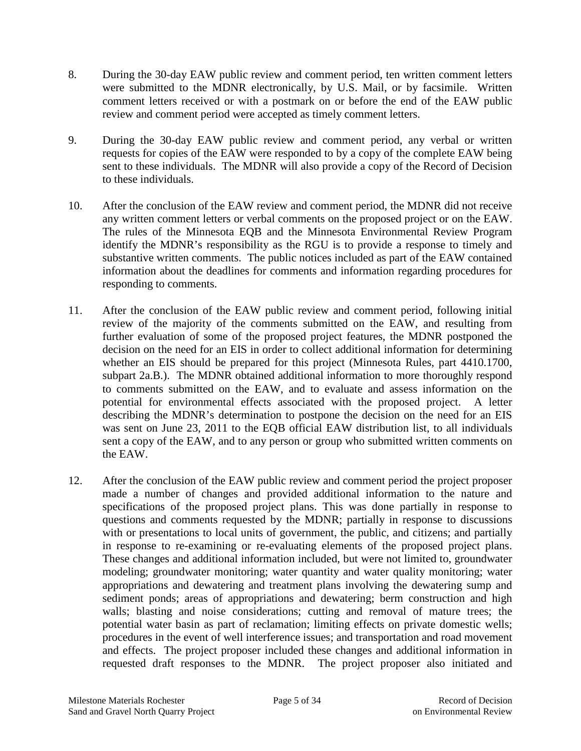8. During the 30-day EAW public review and comment period, ten written comment letters were submitted to the MDNR electronically, by U.S. Mail, or by facsimile. Written comment letters received or with a postmark on or before the end of the EAW public review and comment period were accepted as timely comment letters.

9. During the 30-day EAW public review and comment period, any verbal or written requests for copies of the EAW were responded to by a copy of the complete EAW being sent to these individuals. The MDNR will also provide a copy of the Record of Decision to these individuals.

10. After the conclusion of the EAW review and comment period, the MDNR did not receive any written comment letters or verbal comments on the proposed project or on the EAW. The rules of the Minnesota EQB and the Minnesota Environmental Review Program identify the MDNR's responsibility as the RGU is to provide a response to timely and substantive written comments. The public notices included as part of the EAW contained information about the deadlines for comments and information regarding procedures for responding to comments.

11. After the conclusion of the EAW public review and comment period, following initial review of the majority of the comments submitted on the EAW, and resulting from further evaluation of some of the proposed project features, the MDNR postponed the decision on the need for an EIS in order to collect additional information for determining whether an EIS should be prepared for this project (Minnesota Rules, part 4410.1700, subpart 2a.B.). The MDNR obtained additional information to more thoroughly respond to comments submitted on the EAW, and to evaluate and assess information on the potential for environmental effects associated with the proposed project. A letter describing the MDNR's determination to postpone the decision on the need for an EIS was sent on June 23, 2011 to the EQB official EAW distribution list, to all individuals sent a copy of the EAW, and to any person or group who submitted written comments on the EAW.

12. After the conclusion of the EAW public review and comment period the project proposer made a number of changes and provided additional information to the nature and specifications of the proposed project plans. This was done partially in response to questions and comments requested by the MDNR; partially in response to discussions with or presentations to local units of government, the public, and citizens; and partially in response to re-examining or re-evaluating elements of the proposed project plans. These changes and additional information included, but were not limited to, groundwater modeling; groundwater monitoring; water quantity and water quality monitoring; water appropriations and dewatering and treatment plans involving the dewatering sump and sediment ponds; areas of appropriations and dewatering; berm construction and high walls; blasting and noise considerations; cutting and removal of mature trees; the potential water basin as part of reclamation; limiting effects on private domestic wells; procedures in the event of well interference issues; and transportation and road movement and effects. The project proposer included these changes and additional information in requested draft responses to the MDNR. The project proposer also initiated and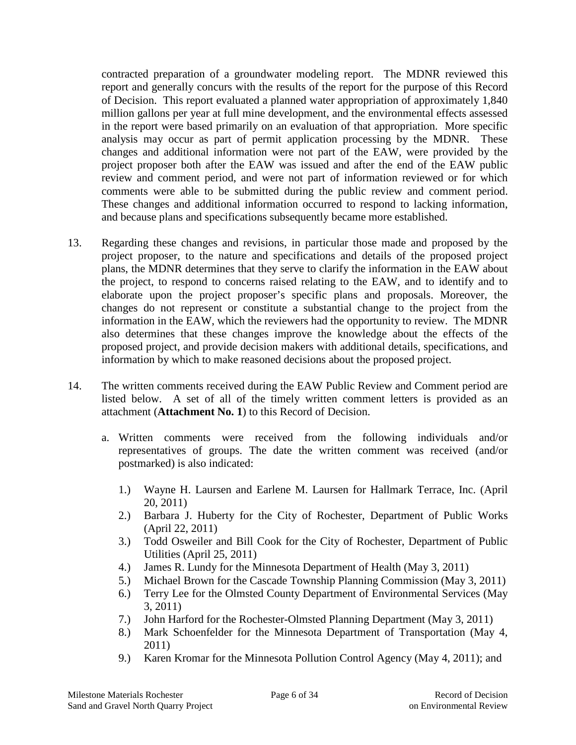contracted preparation of a groundwater modeling report. The MDNR reviewed this report and generally concurs with the results of the report for the purpose of this Record of Decision. This report evaluated a planned water appropriation of approximately 1,840 million gallons per year at full mine development, and the environmental effects assessed in the report were based primarily on an evaluation of that appropriation. More specific analysis may occur as part of permit application processing by the MDNR. These changes and additional information were not part of the EAW, were provided by the project proposer both after the EAW was issued and after the end of the EAW public review and comment period, and were not part of information reviewed or for which comments were able to be submitted during the public review and comment period. These changes and additional information occurred to respond to lacking information, and because plans and specifications subsequently became more established.

13. Regarding these changes and revisions, in particular those made and proposed by the project proposer, to the nature and specifications and details of the proposed project plans, the MDNR determines that they serve to clarify the information in the EAW about the project, to respond to concerns raised relating to the EAW, and to identify and to elaborate upon the project proposer's specific plans and proposals. Moreover, the changes do not represent or constitute a substantial change to the project from the information in the EAW, which the reviewers had the opportunity to review. The MDNR also determines that these changes improve the knowledge about the effects of the proposed project, and provide decision makers with additional details, specifications, and information by which to make reasoned decisions about the proposed project.

14. The written comments received during the EAW Public Review and Comment period are listed below. A set of all of the timely written comment letters is provided as an attachment (**Attachment No. 1**) to this Record of Decision.

   a. Written comments were received from the following individuals and/or representatives of groups. The date the written comment was received (and/or postmarked) is also indicated:

      1.) Wayne H. Laursen and Earlene M. Laursen for Hallmark Terrace, Inc. (April 20, 2011)
      2.) Barbara J. Huberty for the City of Rochester, Department of Public Works (April 22, 2011)
      3.) Todd Osweiler and Bill Cook for the City of Rochester, Department of Public Utilities (April 25, 2011)
      4.) James R. Lundy for the Minnesota Department of Health (May 3, 2011)
      5.) Michael Brown for the Cascade Township Planning Commission (May 3, 2011)
      6.) Terry Lee for the Olmsted County Department of Environmental Services (May 3, 2011)
      7.) John Harford for the Rochester-Olmsted Planning Department (May 3, 2011)
      8.) Mark Schoenfelder for the Minnesota Department of Transportation (May 4, 2011)
      9.) Karen Kromar for the Minnesota Pollution Control Agency (May 4, 2011); and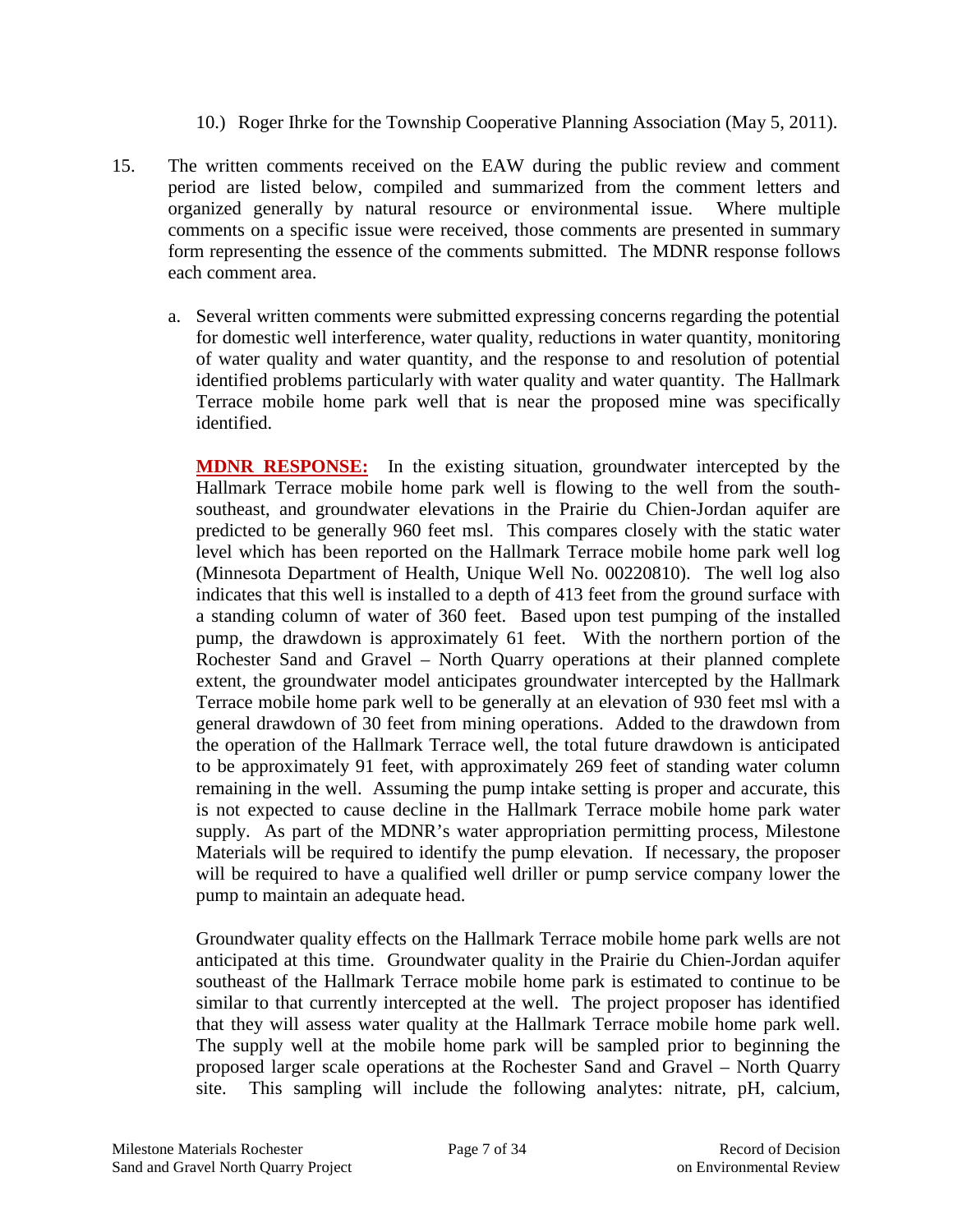10.) Roger Ihrke for the Township Cooperative Planning Association (May 5, 2011).

15. The written comments received on the EAW during the public review and comment period are listed below, compiled and summarized from the comment letters and organized generally by natural resource or environmental issue. Where multiple comments on a specific issue were received, those comments are presented in summary form representing the essence of the comments submitted. The MDNR response follows each comment area.

a. Several written comments were submitted expressing concerns regarding the potential for domestic well interference, water quality, reductions in water quantity, monitoring of water quality and water quantity, and the response to and resolution of potential identified problems particularly with water quality and water quantity. The Hallmark Terrace mobile home park well that is near the proposed mine was specifically identified.

**MDNR RESPONSE:** In the existing situation, groundwater intercepted by the Hallmark Terrace mobile home park well is flowing to the well from the south-southeast, and groundwater elevations in the Prairie du Chien-Jordan aquifer are predicted to be generally 960 feet msl. This compares closely with the static water level which has been reported on the Hallmark Terrace mobile home park well log (Minnesota Department of Health, Unique Well No. 00220810). The well log also indicates that this well is installed to a depth of 413 feet from the ground surface with a standing column of water of 360 feet. Based upon test pumping of the installed pump, the drawdown is approximately 61 feet. With the northern portion of the Rochester Sand and Gravel – North Quarry operations at their planned complete extent, the groundwater model anticipates groundwater intercepted by the Hallmark Terrace mobile home park well to be generally at an elevation of 930 feet msl with a general drawdown of 30 feet from mining operations. Added to the drawdown from the operation of the Hallmark Terrace well, the total future drawdown is anticipated to be approximately 91 feet, with approximately 269 feet of standing water column remaining in the well. Assuming the pump intake setting is proper and accurate, this is not expected to cause decline in the Hallmark Terrace mobile home park water supply. As part of the MDNR's water appropriation permitting process, Milestone Materials will be required to identify the pump elevation. If necessary, the proposer will be required to have a qualified well driller or pump service company lower the pump to maintain an adequate head.

Groundwater quality effects on the Hallmark Terrace mobile home park wells are not anticipated at this time. Groundwater quality in the Prairie du Chien-Jordan aquifer southeast of the Hallmark Terrace mobile home park is estimated to continue to be similar to that currently intercepted at the well. The project proposer has identified that they will assess water quality at the Hallmark Terrace mobile home park well. The supply well at the mobile home park will be sampled prior to beginning the proposed larger scale operations at the Rochester Sand and Gravel – North Quarry site. This sampling will include the following analytes: nitrate, pH, calcium,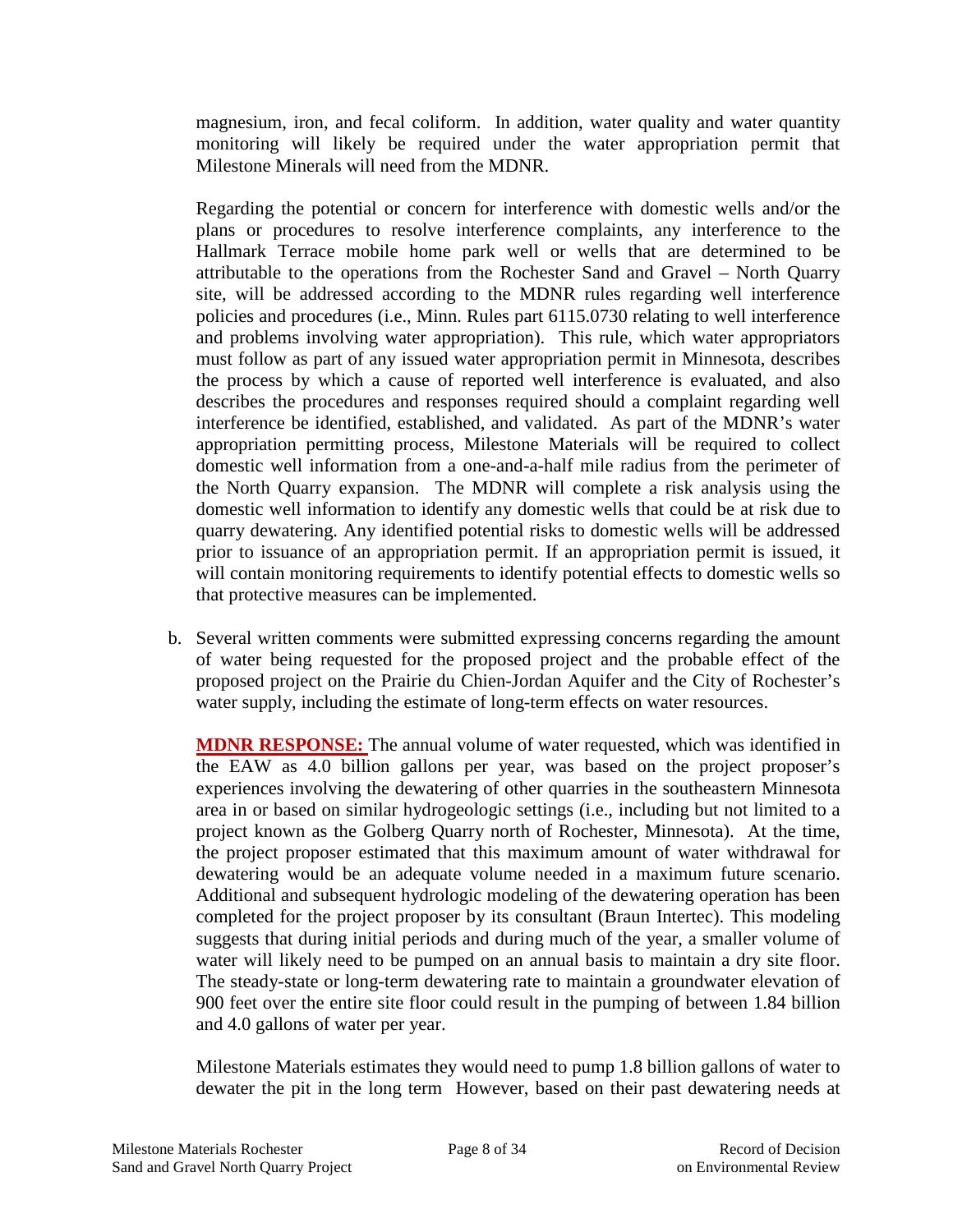magnesium, iron, and fecal coliform. In addition, water quality and water quantity monitoring will likely be required under the water appropriation permit that Milestone Minerals will need from the MDNR.

Regarding the potential or concern for interference with domestic wells and/or the plans or procedures to resolve interference complaints, any interference to the Hallmark Terrace mobile home park well or wells that are determined to be attributable to the operations from the Rochester Sand and Gravel – North Quarry site, will be addressed according to the MDNR rules regarding well interference policies and procedures (i.e., Minn. Rules part 6115.0730 relating to well interference and problems involving water appropriation). This rule, which water appropriators must follow as part of any issued water appropriation permit in Minnesota, describes the process by which a cause of reported well interference is evaluated, and also describes the procedures and responses required should a complaint regarding well interference be identified, established, and validated. As part of the MDNR's water appropriation permitting process, Milestone Materials will be required to collect domestic well information from a one-and-a-half mile radius from the perimeter of the North Quarry expansion. The MDNR will complete a risk analysis using the domestic well information to identify any domestic wells that could be at risk due to quarry dewatering. Any identified potential risks to domestic wells will be addressed prior to issuance of an appropriation permit. If an appropriation permit is issued, it will contain monitoring requirements to identify potential effects to domestic wells so that protective measures can be implemented.

b. Several written comments were submitted expressing concerns regarding the amount of water being requested for the proposed project and the probable effect of the proposed project on the Prairie du Chien-Jordan Aquifer and the City of Rochester's water supply, including the estimate of long-term effects on water resources.

**MDNR RESPONSE:** The annual volume of water requested, which was identified in the EAW as 4.0 billion gallons per year, was based on the project proposer's experiences involving the dewatering of other quarries in the southeastern Minnesota area in or based on similar hydrogeologic settings (i.e., including but not limited to a project known as the Golberg Quarry north of Rochester, Minnesota). At the time, the project proposer estimated that this maximum amount of water withdrawal for dewatering would be an adequate volume needed in a maximum future scenario. Additional and subsequent hydrologic modeling of the dewatering operation has been completed for the project proposer by its consultant (Braun Intertec). This modeling suggests that during initial periods and during much of the year, a smaller volume of water will likely need to be pumped on an annual basis to maintain a dry site floor. The steady-state or long-term dewatering rate to maintain a groundwater elevation of 900 feet over the entire site floor could result in the pumping of between 1.84 billion and 4.0 gallons of water per year.

Milestone Materials estimates they would need to pump 1.8 billion gallons of water to dewater the pit in the long term However, based on their past dewatering needs at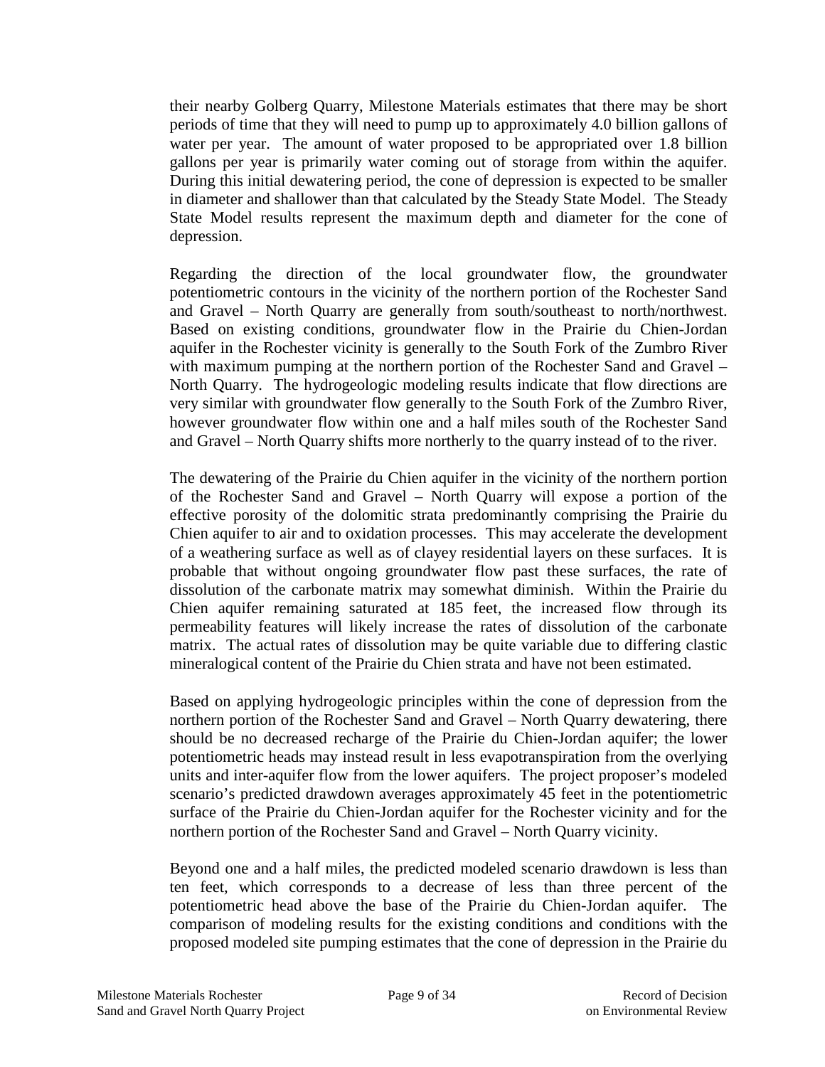their nearby Golberg Quarry, Milestone Materials estimates that there may be short periods of time that they will need to pump up to approximately 4.0 billion gallons of water per year. The amount of water proposed to be appropriated over 1.8 billion gallons per year is primarily water coming out of storage from within the aquifer. During this initial dewatering period, the cone of depression is expected to be smaller in diameter and shallower than that calculated by the Steady State Model. The Steady State Model results represent the maximum depth and diameter for the cone of depression.

Regarding the direction of the local groundwater flow, the groundwater potentiometric contours in the vicinity of the northern portion of the Rochester Sand and Gravel – North Quarry are generally from south/southeast to north/northwest. Based on existing conditions, groundwater flow in the Prairie du Chien-Jordan aquifer in the Rochester vicinity is generally to the South Fork of the Zumbro River with maximum pumping at the northern portion of the Rochester Sand and Gravel – North Quarry. The hydrogeologic modeling results indicate that flow directions are very similar with groundwater flow generally to the South Fork of the Zumbro River, however groundwater flow within one and a half miles south of the Rochester Sand and Gravel – North Quarry shifts more northerly to the quarry instead of to the river.

The dewatering of the Prairie du Chien aquifer in the vicinity of the northern portion of the Rochester Sand and Gravel – North Quarry will expose a portion of the effective porosity of the dolomitic strata predominantly comprising the Prairie du Chien aquifer to air and to oxidation processes. This may accelerate the development of a weathering surface as well as of clayey residential layers on these surfaces. It is probable that without ongoing groundwater flow past these surfaces, the rate of dissolution of the carbonate matrix may somewhat diminish. Within the Prairie du Chien aquifer remaining saturated at 185 feet, the increased flow through its permeability features will likely increase the rates of dissolution of the carbonate matrix. The actual rates of dissolution may be quite variable due to differing clastic mineralogical content of the Prairie du Chien strata and have not been estimated.

Based on applying hydrogeologic principles within the cone of depression from the northern portion of the Rochester Sand and Gravel – North Quarry dewatering, there should be no decreased recharge of the Prairie du Chien-Jordan aquifer; the lower potentiometric heads may instead result in less evapotranspiration from the overlying units and inter-aquifer flow from the lower aquifers. The project proposer's modeled scenario's predicted drawdown averages approximately 45 feet in the potentiometric surface of the Prairie du Chien-Jordan aquifer for the Rochester vicinity and for the northern portion of the Rochester Sand and Gravel – North Quarry vicinity.

Beyond one and a half miles, the predicted modeled scenario drawdown is less than ten feet, which corresponds to a decrease of less than three percent of the potentiometric head above the base of the Prairie du Chien-Jordan aquifer. The comparison of modeling results for the existing conditions and conditions with the proposed modeled site pumping estimates that the cone of depression in the Prairie du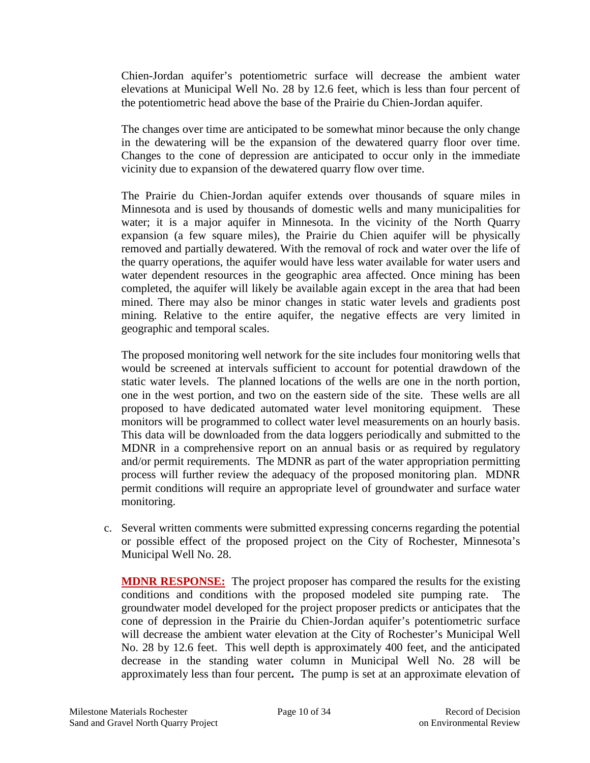Chien-Jordan aquifer's potentiometric surface will decrease the ambient water elevations at Municipal Well No. 28 by 12.6 feet, which is less than four percent of the potentiometric head above the base of the Prairie du Chien-Jordan aquifer.

The changes over time are anticipated to be somewhat minor because the only change in the dewatering will be the expansion of the dewatered quarry floor over time. Changes to the cone of depression are anticipated to occur only in the immediate vicinity due to expansion of the dewatered quarry flow over time.

The Prairie du Chien-Jordan aquifer extends over thousands of square miles in Minnesota and is used by thousands of domestic wells and many municipalities for water; it is a major aquifer in Minnesota. In the vicinity of the North Quarry expansion (a few square miles), the Prairie du Chien aquifer will be physically removed and partially dewatered. With the removal of rock and water over the life of the quarry operations, the aquifer would have less water available for water users and water dependent resources in the geographic area affected. Once mining has been completed, the aquifer will likely be available again except in the area that had been mined. There may also be minor changes in static water levels and gradients post mining. Relative to the entire aquifer, the negative effects are very limited in geographic and temporal scales.

The proposed monitoring well network for the site includes four monitoring wells that would be screened at intervals sufficient to account for potential drawdown of the static water levels. The planned locations of the wells are one in the north portion, one in the west portion, and two on the eastern side of the site. These wells are all proposed to have dedicated automated water level monitoring equipment. These monitors will be programmed to collect water level measurements on an hourly basis. This data will be downloaded from the data loggers periodically and submitted to the MDNR in a comprehensive report on an annual basis or as required by regulatory and/or permit requirements. The MDNR as part of the water appropriation permitting process will further review the adequacy of the proposed monitoring plan. MDNR permit conditions will require an appropriate level of groundwater and surface water monitoring.

c. Several written comments were submitted expressing concerns regarding the potential or possible effect of the proposed project on the City of Rochester, Minnesota's Municipal Well No. 28.

   **MDNR RESPONSE:** The project proposer has compared the results for the existing conditions and conditions with the proposed modeled site pumping rate. The groundwater model developed for the project proposer predicts or anticipates that the cone of depression in the Prairie du Chien-Jordan aquifer's potentiometric surface will decrease the ambient water elevation at the City of Rochester's Municipal Well No. 28 by 12.6 feet. This well depth is approximately 400 feet, and the anticipated decrease in the standing water column in Municipal Well No. 28 will be approximately less than four percent**.** The pump is set at an approximate elevation of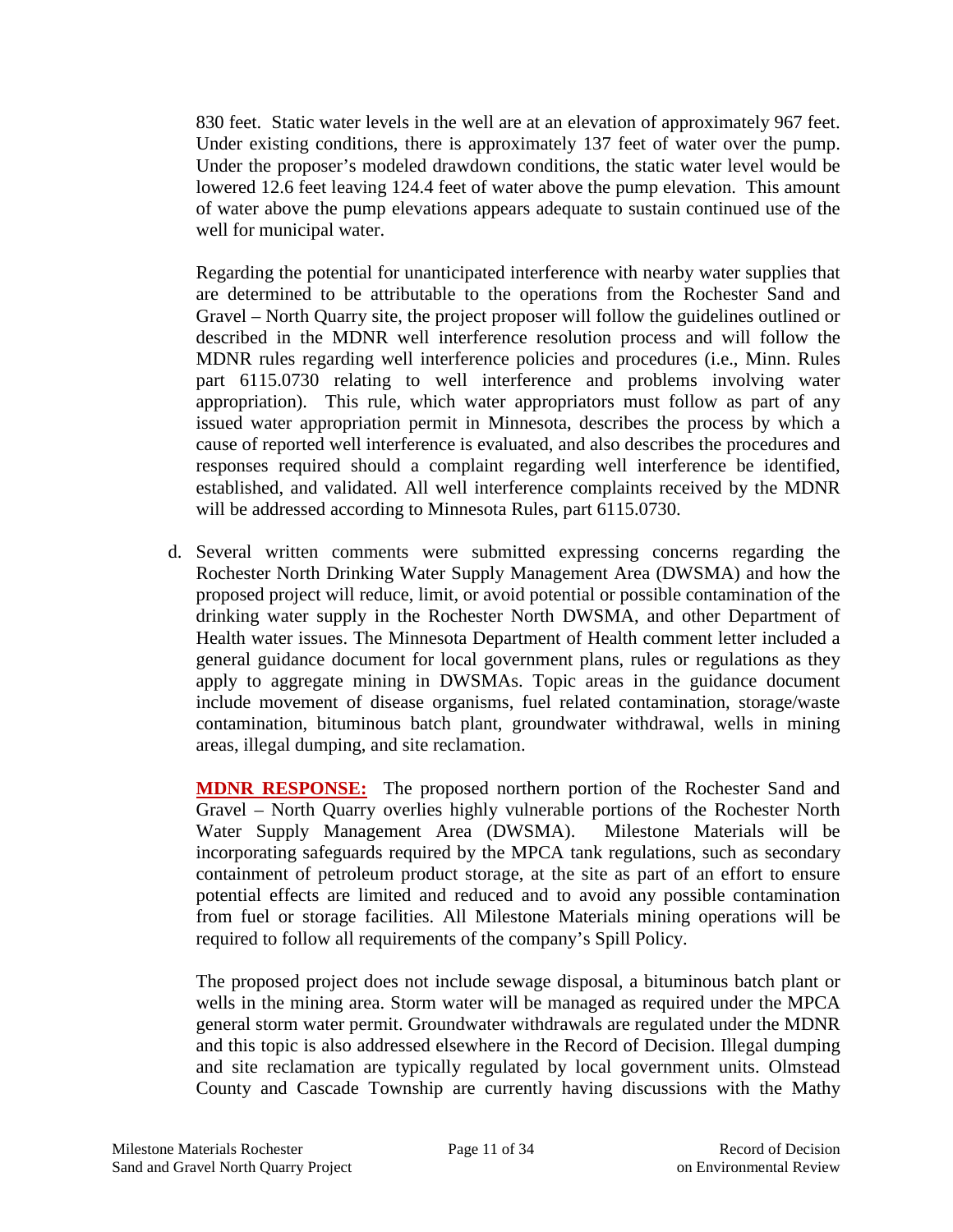830 feet. Static water levels in the well are at an elevation of approximately 967 feet. Under existing conditions, there is approximately 137 feet of water over the pump. Under the proposer's modeled drawdown conditions, the static water level would be lowered 12.6 feet leaving 124.4 feet of water above the pump elevation. This amount of water above the pump elevations appears adequate to sustain continued use of the well for municipal water.

Regarding the potential for unanticipated interference with nearby water supplies that are determined to be attributable to the operations from the Rochester Sand and Gravel – North Quarry site, the project proposer will follow the guidelines outlined or described in the MDNR well interference resolution process and will follow the MDNR rules regarding well interference policies and procedures (i.e., Minn. Rules part 6115.0730 relating to well interference and problems involving water appropriation). This rule, which water appropriators must follow as part of any issued water appropriation permit in Minnesota, describes the process by which a cause of reported well interference is evaluated, and also describes the procedures and responses required should a complaint regarding well interference be identified, established, and validated. All well interference complaints received by the MDNR will be addressed according to Minnesota Rules, part 6115.0730.

d. Several written comments were submitted expressing concerns regarding the Rochester North Drinking Water Supply Management Area (DWSMA) and how the proposed project will reduce, limit, or avoid potential or possible contamination of the drinking water supply in the Rochester North DWSMA, and other Department of Health water issues. The Minnesota Department of Health comment letter included a general guidance document for local government plans, rules or regulations as they apply to aggregate mining in DWSMAs. Topic areas in the guidance document include movement of disease organisms, fuel related contamination, storage/waste contamination, bituminous batch plant, groundwater withdrawal, wells in mining areas, illegal dumping, and site reclamation.

**MDNR RESPONSE:** The proposed northern portion of the Rochester Sand and Gravel – North Quarry overlies highly vulnerable portions of the Rochester North Water Supply Management Area (DWSMA). Milestone Materials will be incorporating safeguards required by the MPCA tank regulations, such as secondary containment of petroleum product storage, at the site as part of an effort to ensure potential effects are limited and reduced and to avoid any possible contamination from fuel or storage facilities. All Milestone Materials mining operations will be required to follow all requirements of the company's Spill Policy.

The proposed project does not include sewage disposal, a bituminous batch plant or wells in the mining area. Storm water will be managed as required under the MPCA general storm water permit. Groundwater withdrawals are regulated under the MDNR and this topic is also addressed elsewhere in the Record of Decision. Illegal dumping and site reclamation are typically regulated by local government units. Olmstead County and Cascade Township are currently having discussions with the Mathy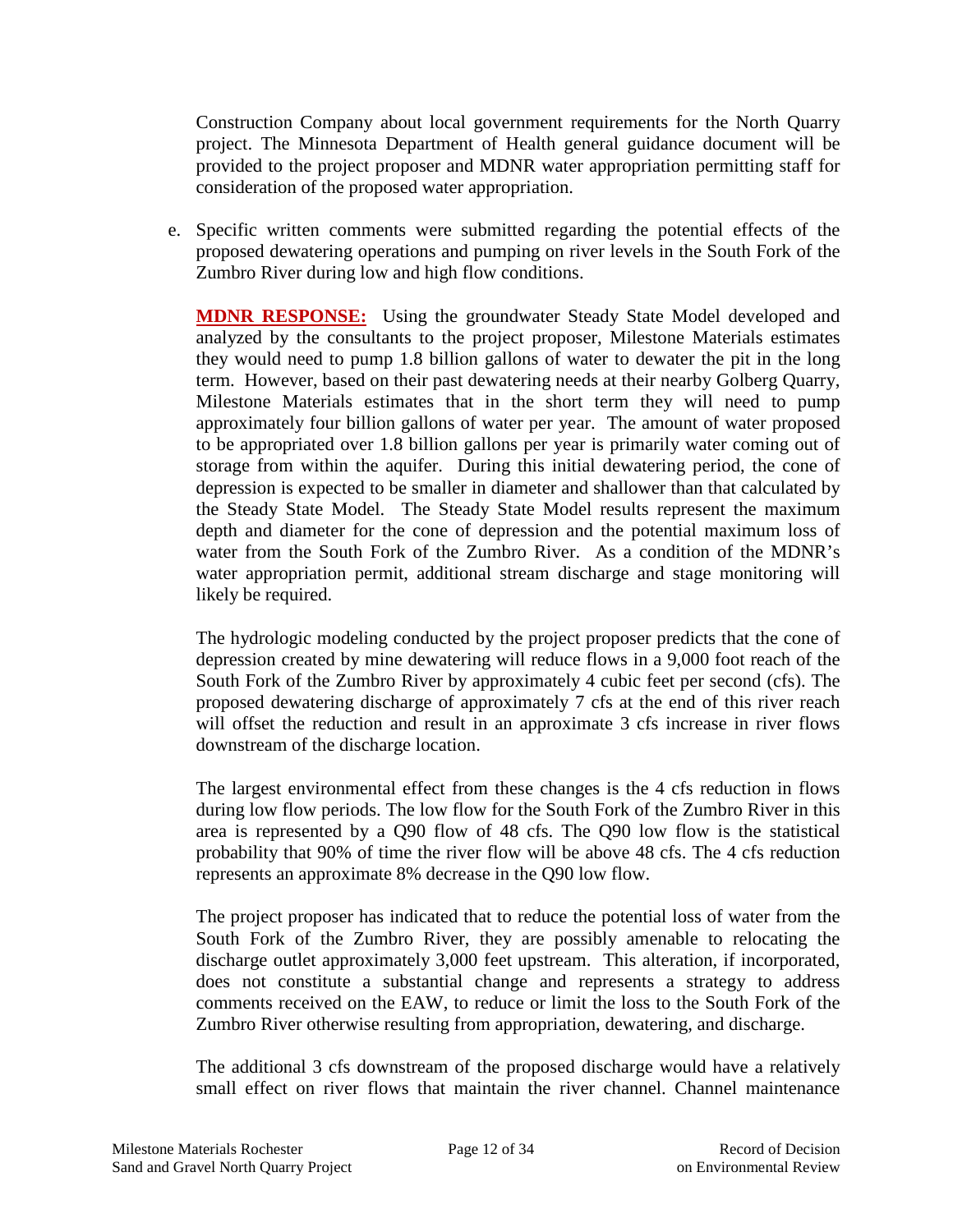Construction Company about local government requirements for the North Quarry project. The Minnesota Department of Health general guidance document will be provided to the project proposer and MDNR water appropriation permitting staff for consideration of the proposed water appropriation.

e. Specific written comments were submitted regarding the potential effects of the proposed dewatering operations and pumping on river levels in the South Fork of the Zumbro River during low and high flow conditions.

   **MDNR RESPONSE:** Using the groundwater Steady State Model developed and analyzed by the consultants to the project proposer, Milestone Materials estimates they would need to pump 1.8 billion gallons of water to dewater the pit in the long term. However, based on their past dewatering needs at their nearby Golberg Quarry, Milestone Materials estimates that in the short term they will need to pump approximately four billion gallons of water per year. The amount of water proposed to be appropriated over 1.8 billion gallons per year is primarily water coming out of storage from within the aquifer. During this initial dewatering period, the cone of depression is expected to be smaller in diameter and shallower than that calculated by the Steady State Model. The Steady State Model results represent the maximum depth and diameter for the cone of depression and the potential maximum loss of water from the South Fork of the Zumbro River. As a condition of the MDNR's water appropriation permit, additional stream discharge and stage monitoring will likely be required.

   The hydrologic modeling conducted by the project proposer predicts that the cone of depression created by mine dewatering will reduce flows in a 9,000 foot reach of the South Fork of the Zumbro River by approximately 4 cubic feet per second (cfs). The proposed dewatering discharge of approximately 7 cfs at the end of this river reach will offset the reduction and result in an approximate 3 cfs increase in river flows downstream of the discharge location.

   The largest environmental effect from these changes is the 4 cfs reduction in flows during low flow periods. The low flow for the South Fork of the Zumbro River in this area is represented by a Q90 flow of 48 cfs. The Q90 low flow is the statistical probability that 90% of time the river flow will be above 48 cfs. The 4 cfs reduction represents an approximate 8% decrease in the Q90 low flow.

   The project proposer has indicated that to reduce the potential loss of water from the South Fork of the Zumbro River, they are possibly amenable to relocating the discharge outlet approximately 3,000 feet upstream. This alteration, if incorporated, does not constitute a substantial change and represents a strategy to address comments received on the EAW, to reduce or limit the loss to the South Fork of the Zumbro River otherwise resulting from appropriation, dewatering, and discharge.

   The additional 3 cfs downstream of the proposed discharge would have a relatively small effect on river flows that maintain the river channel. Channel maintenance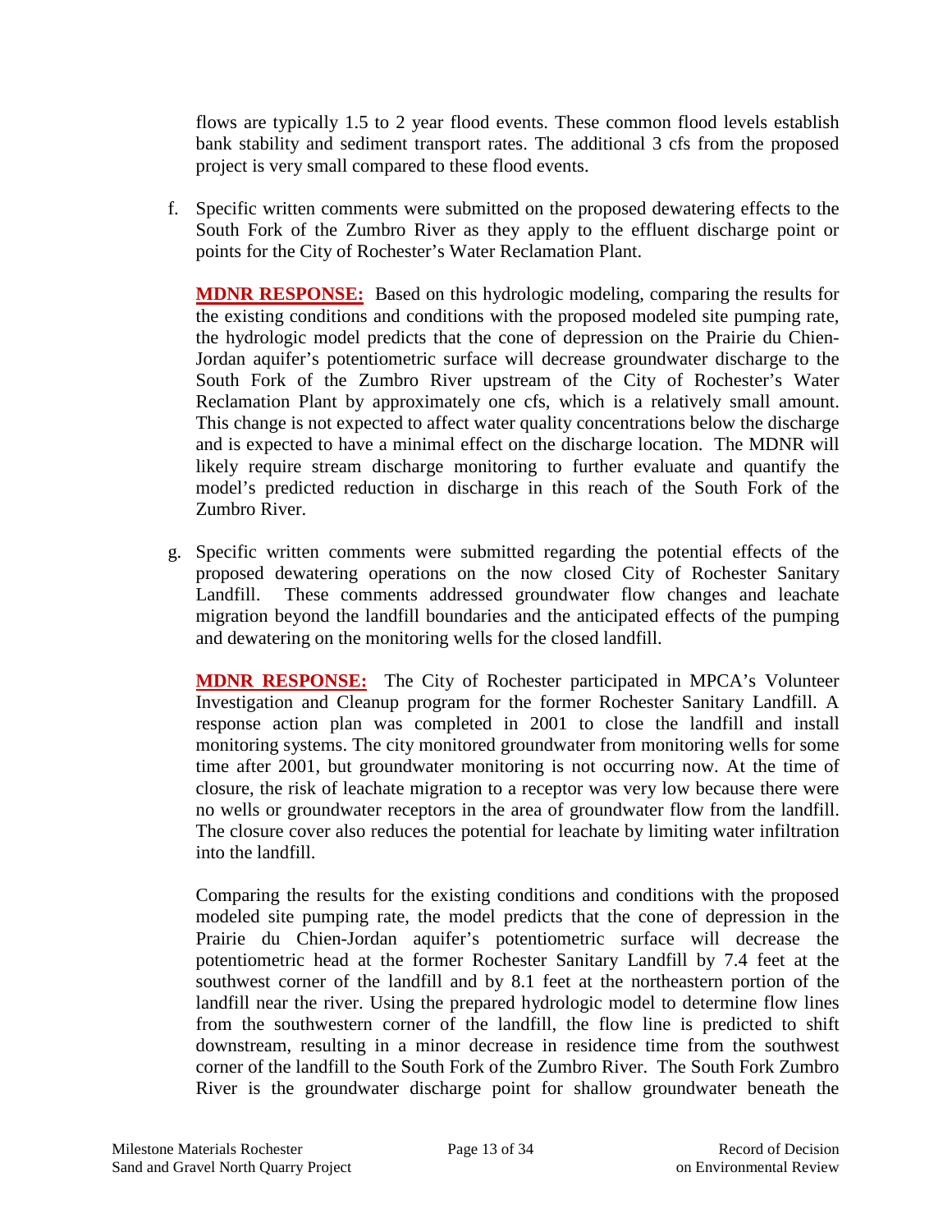flows are typically 1.5 to 2 year flood events. These common flood levels establish bank stability and sediment transport rates. The additional 3 cfs from the proposed project is very small compared to these flood events.

f. Specific written comments were submitted on the proposed dewatering effects to the South Fork of the Zumbro River as they apply to the effluent discharge point or points for the City of Rochester's Water Reclamation Plant.

**MDNR RESPONSE:** Based on this hydrologic modeling, comparing the results for the existing conditions and conditions with the proposed modeled site pumping rate, the hydrologic model predicts that the cone of depression on the Prairie du Chien-Jordan aquifer's potentiometric surface will decrease groundwater discharge to the South Fork of the Zumbro River upstream of the City of Rochester's Water Reclamation Plant by approximately one cfs, which is a relatively small amount. This change is not expected to affect water quality concentrations below the discharge and is expected to have a minimal effect on the discharge location. The MDNR will likely require stream discharge monitoring to further evaluate and quantify the model's predicted reduction in discharge in this reach of the South Fork of the Zumbro River.

g. Specific written comments were submitted regarding the potential effects of the proposed dewatering operations on the now closed City of Rochester Sanitary Landfill. These comments addressed groundwater flow changes and leachate migration beyond the landfill boundaries and the anticipated effects of the pumping and dewatering on the monitoring wells for the closed landfill.

**MDNR RESPONSE:** The City of Rochester participated in MPCA's Volunteer Investigation and Cleanup program for the former Rochester Sanitary Landfill. A response action plan was completed in 2001 to close the landfill and install monitoring systems. The city monitored groundwater from monitoring wells for some time after 2001, but groundwater monitoring is not occurring now. At the time of closure, the risk of leachate migration to a receptor was very low because there were no wells or groundwater receptors in the area of groundwater flow from the landfill. The closure cover also reduces the potential for leachate by limiting water infiltration into the landfill.

Comparing the results for the existing conditions and conditions with the proposed modeled site pumping rate, the model predicts that the cone of depression in the Prairie du Chien-Jordan aquifer's potentiometric surface will decrease the potentiometric head at the former Rochester Sanitary Landfill by 7.4 feet at the southwest corner of the landfill and by 8.1 feet at the northeastern portion of the landfill near the river. Using the prepared hydrologic model to determine flow lines from the southwestern corner of the landfill, the flow line is predicted to shift downstream, resulting in a minor decrease in residence time from the southwest corner of the landfill to the South Fork of the Zumbro River. The South Fork Zumbro River is the groundwater discharge point for shallow groundwater beneath the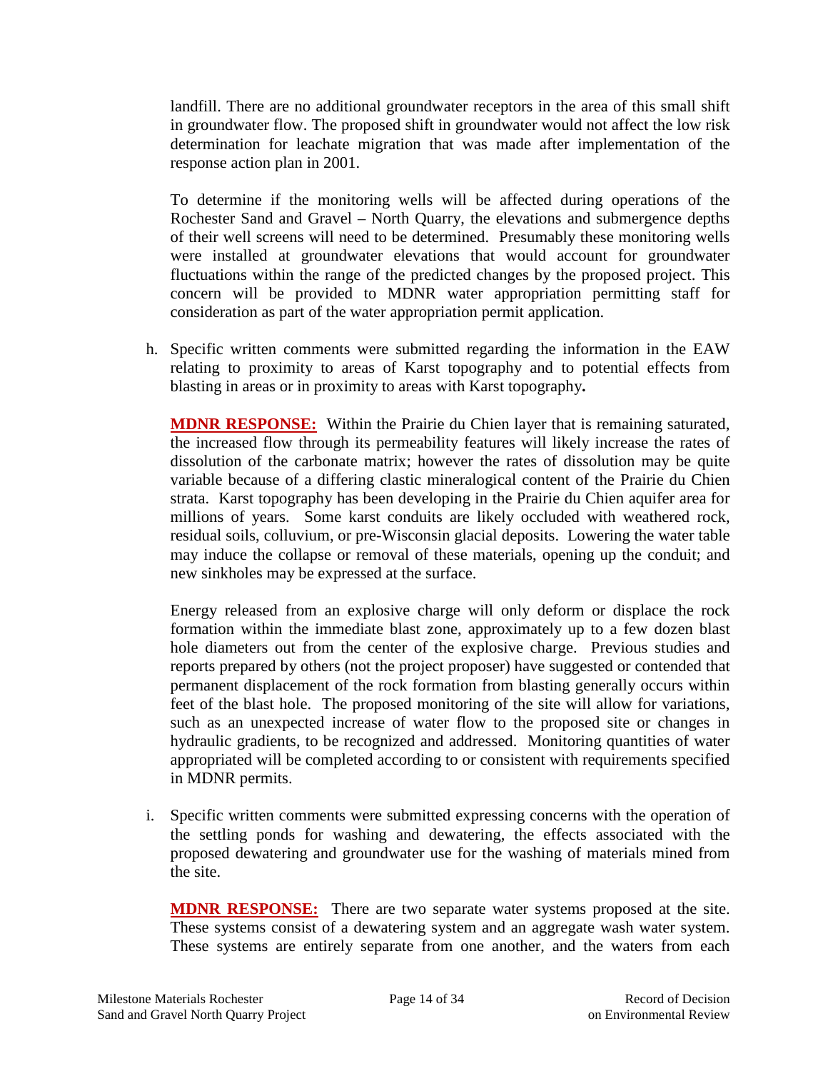landfill. There are no additional groundwater receptors in the area of this small shift in groundwater flow. The proposed shift in groundwater would not affect the low risk determination for leachate migration that was made after implementation of the response action plan in 2001.

To determine if the monitoring wells will be affected during operations of the Rochester Sand and Gravel – North Quarry, the elevations and submergence depths of their well screens will need to be determined. Presumably these monitoring wells were installed at groundwater elevations that would account for groundwater fluctuations within the range of the predicted changes by the proposed project. This concern will be provided to MDNR water appropriation permitting staff for consideration as part of the water appropriation permit application.

h. Specific written comments were submitted regarding the information in the EAW relating to proximity to areas of Karst topography and to potential effects from blasting in areas or in proximity to areas with Karst topography**.**

   **MDNR RESPONSE:** Within the Prairie du Chien layer that is remaining saturated, the increased flow through its permeability features will likely increase the rates of dissolution of the carbonate matrix; however the rates of dissolution may be quite variable because of a differing clastic mineralogical content of the Prairie du Chien strata. Karst topography has been developing in the Prairie du Chien aquifer area for millions of years. Some karst conduits are likely occluded with weathered rock, residual soils, colluvium, or pre-Wisconsin glacial deposits. Lowering the water table may induce the collapse or removal of these materials, opening up the conduit; and new sinkholes may be expressed at the surface.

   Energy released from an explosive charge will only deform or displace the rock formation within the immediate blast zone, approximately up to a few dozen blast hole diameters out from the center of the explosive charge. Previous studies and reports prepared by others (not the project proposer) have suggested or contended that permanent displacement of the rock formation from blasting generally occurs within feet of the blast hole. The proposed monitoring of the site will allow for variations, such as an unexpected increase of water flow to the proposed site or changes in hydraulic gradients, to be recognized and addressed. Monitoring quantities of water appropriated will be completed according to or consistent with requirements specified in MDNR permits.

i. Specific written comments were submitted expressing concerns with the operation of the settling ponds for washing and dewatering, the effects associated with the proposed dewatering and groundwater use for the washing of materials mined from the site.

   **MDNR RESPONSE:** There are two separate water systems proposed at the site. These systems consist of a dewatering system and an aggregate wash water system. These systems are entirely separate from one another, and the waters from each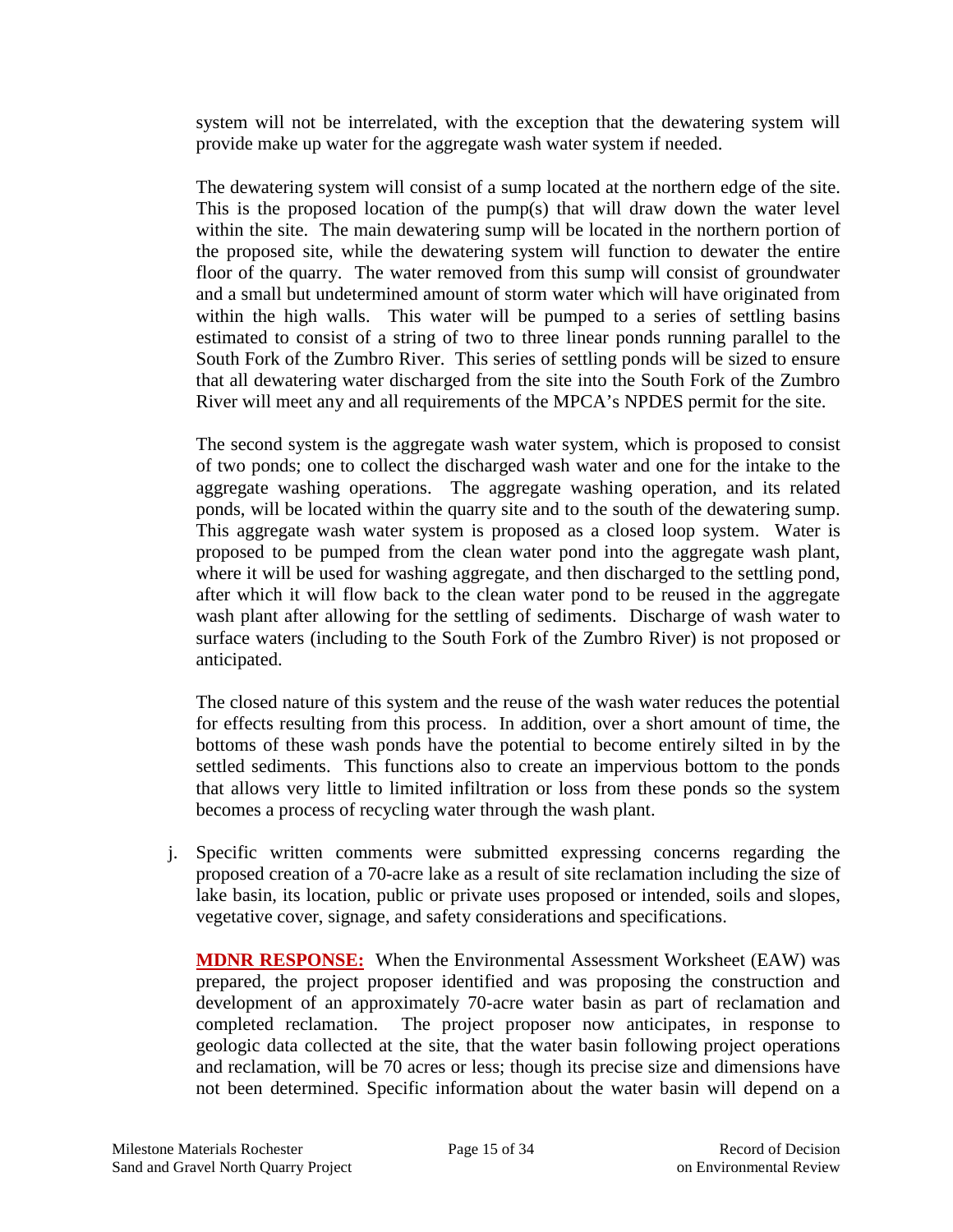system will not be interrelated, with the exception that the dewatering system will provide make up water for the aggregate wash water system if needed.

The dewatering system will consist of a sump located at the northern edge of the site. This is the proposed location of the pump(s) that will draw down the water level within the site. The main dewatering sump will be located in the northern portion of the proposed site, while the dewatering system will function to dewater the entire floor of the quarry. The water removed from this sump will consist of groundwater and a small but undetermined amount of storm water which will have originated from within the high walls. This water will be pumped to a series of settling basins estimated to consist of a string of two to three linear ponds running parallel to the South Fork of the Zumbro River. This series of settling ponds will be sized to ensure that all dewatering water discharged from the site into the South Fork of the Zumbro River will meet any and all requirements of the MPCA's NPDES permit for the site.

The second system is the aggregate wash water system, which is proposed to consist of two ponds; one to collect the discharged wash water and one for the intake to the aggregate washing operations. The aggregate washing operation, and its related ponds, will be located within the quarry site and to the south of the dewatering sump. This aggregate wash water system is proposed as a closed loop system. Water is proposed to be pumped from the clean water pond into the aggregate wash plant, where it will be used for washing aggregate, and then discharged to the settling pond, after which it will flow back to the clean water pond to be reused in the aggregate wash plant after allowing for the settling of sediments. Discharge of wash water to surface waters (including to the South Fork of the Zumbro River) is not proposed or anticipated.

The closed nature of this system and the reuse of the wash water reduces the potential for effects resulting from this process. In addition, over a short amount of time, the bottoms of these wash ponds have the potential to become entirely silted in by the settled sediments. This functions also to create an impervious bottom to the ponds that allows very little to limited infiltration or loss from these ponds so the system becomes a process of recycling water through the wash plant.

j. Specific written comments were submitted expressing concerns regarding the proposed creation of a 70-acre lake as a result of site reclamation including the size of lake basin, its location, public or private uses proposed or intended, soils and slopes, vegetative cover, signage, and safety considerations and specifications.

   **MDNR RESPONSE:** When the Environmental Assessment Worksheet (EAW) was prepared, the project proposer identified and was proposing the construction and development of an approximately 70-acre water basin as part of reclamation and completed reclamation. The project proposer now anticipates, in response to geologic data collected at the site, that the water basin following project operations and reclamation, will be 70 acres or less; though its precise size and dimensions have not been determined. Specific information about the water basin will depend on a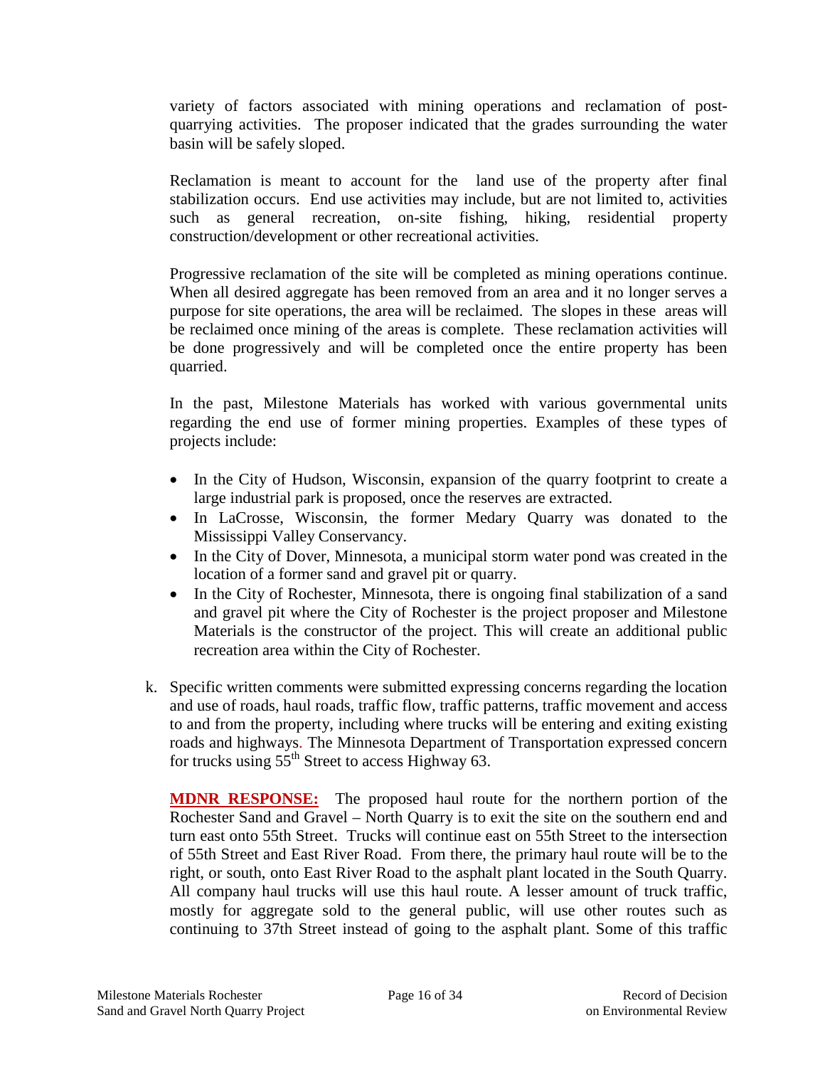variety of factors associated with mining operations and reclamation of post-quarrying activities. The proposer indicated that the grades surrounding the water basin will be safely sloped.

Reclamation is meant to account for the land use of the property after final stabilization occurs. End use activities may include, but are not limited to, activities such as general recreation, on-site fishing, hiking, residential property construction/development or other recreational activities.

Progressive reclamation of the site will be completed as mining operations continue. When all desired aggregate has been removed from an area and it no longer serves a purpose for site operations, the area will be reclaimed. The slopes in these areas will be reclaimed once mining of the areas is complete. These reclamation activities will be done progressively and will be completed once the entire property has been quarried.

In the past, Milestone Materials has worked with various governmental units regarding the end use of former mining properties. Examples of these types of projects include:

- In the City of Hudson, Wisconsin, expansion of the quarry footprint to create a large industrial park is proposed, once the reserves are extracted.
- In LaCrosse, Wisconsin, the former Medary Quarry was donated to the Mississippi Valley Conservancy.
- In the City of Dover, Minnesota, a municipal storm water pond was created in the location of a former sand and gravel pit or quarry.
- In the City of Rochester, Minnesota, there is ongoing final stabilization of a sand and gravel pit where the City of Rochester is the project proposer and Milestone Materials is the constructor of the project. This will create an additional public recreation area within the City of Rochester.

k. Specific written comments were submitted expressing concerns regarding the location and use of roads, haul roads, traffic flow, traffic patterns, traffic movement and access to and from the property, including where trucks will be entering and exiting existing roads and highways. The Minnesota Department of Transportation expressed concern for trucks using 55th Street to access Highway 63.

**MDNR RESPONSE:** The proposed haul route for the northern portion of the Rochester Sand and Gravel – North Quarry is to exit the site on the southern end and turn east onto 55th Street. Trucks will continue east on 55th Street to the intersection of 55th Street and East River Road. From there, the primary haul route will be to the right, or south, onto East River Road to the asphalt plant located in the South Quarry. All company haul trucks will use this haul route. A lesser amount of truck traffic, mostly for aggregate sold to the general public, will use other routes such as continuing to 37th Street instead of going to the asphalt plant. Some of this traffic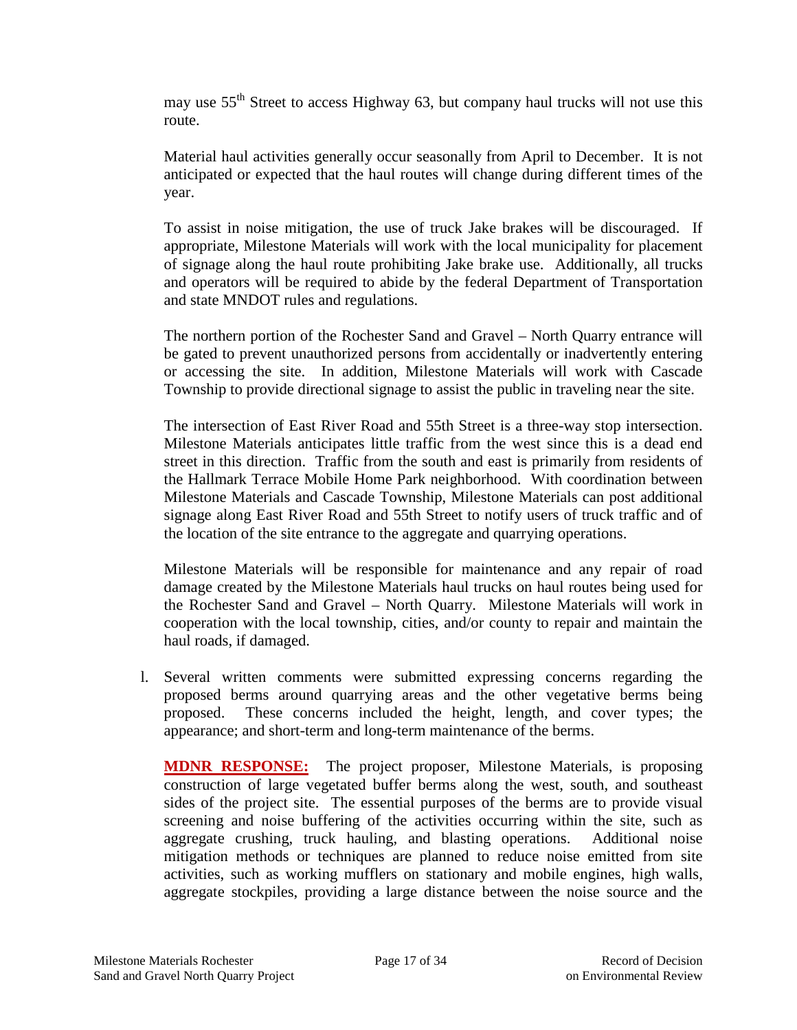may use 55th Street to access Highway 63, but company haul trucks will not use this route.

Material haul activities generally occur seasonally from April to December. It is not anticipated or expected that the haul routes will change during different times of the year.

To assist in noise mitigation, the use of truck Jake brakes will be discouraged. If appropriate, Milestone Materials will work with the local municipality for placement of signage along the haul route prohibiting Jake brake use. Additionally, all trucks and operators will be required to abide by the federal Department of Transportation and state MNDOT rules and regulations.

The northern portion of the Rochester Sand and Gravel – North Quarry entrance will be gated to prevent unauthorized persons from accidentally or inadvertently entering or accessing the site. In addition, Milestone Materials will work with Cascade Township to provide directional signage to assist the public in traveling near the site.

The intersection of East River Road and 55th Street is a three-way stop intersection. Milestone Materials anticipates little traffic from the west since this is a dead end street in this direction. Traffic from the south and east is primarily from residents of the Hallmark Terrace Mobile Home Park neighborhood. With coordination between Milestone Materials and Cascade Township, Milestone Materials can post additional signage along East River Road and 55th Street to notify users of truck traffic and of the location of the site entrance to the aggregate and quarrying operations.

Milestone Materials will be responsible for maintenance and any repair of road damage created by the Milestone Materials haul trucks on haul routes being used for the Rochester Sand and Gravel – North Quarry. Milestone Materials will work in cooperation with the local township, cities, and/or county to repair and maintain the haul roads, if damaged.

l. Several written comments were submitted expressing concerns regarding the proposed berms around quarrying areas and the other vegetative berms being proposed. These concerns included the height, length, and cover types; the appearance; and short-term and long-term maintenance of the berms.

**MDNR RESPONSE:** The project proposer, Milestone Materials, is proposing construction of large vegetated buffer berms along the west, south, and southeast sides of the project site. The essential purposes of the berms are to provide visual screening and noise buffering of the activities occurring within the site, such as aggregate crushing, truck hauling, and blasting operations. Additional noise mitigation methods or techniques are planned to reduce noise emitted from site activities, such as working mufflers on stationary and mobile engines, high walls, aggregate stockpiles, providing a large distance between the noise source and the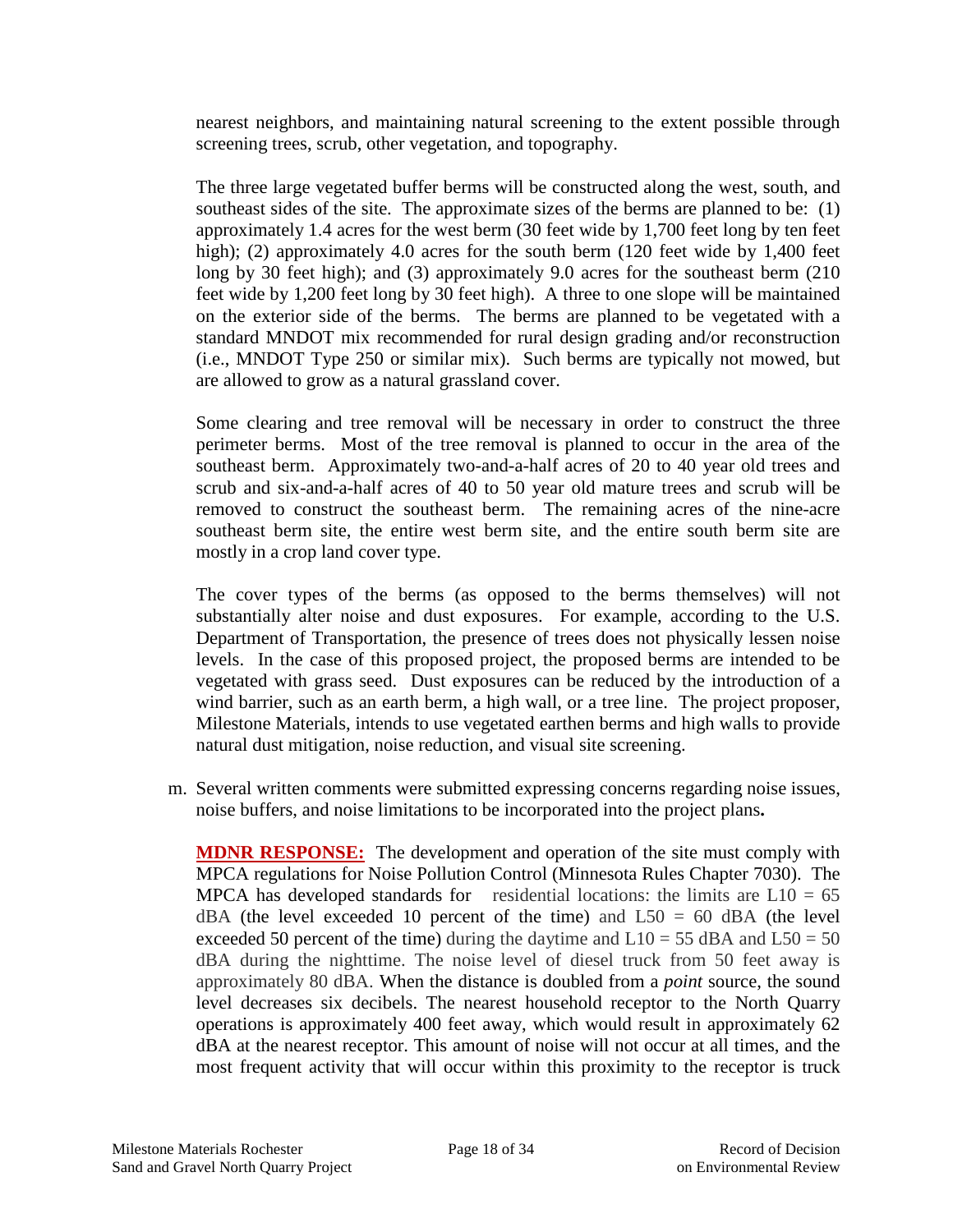nearest neighbors, and maintaining natural screening to the extent possible through screening trees, scrub, other vegetation, and topography.

The three large vegetated buffer berms will be constructed along the west, south, and southeast sides of the site. The approximate sizes of the berms are planned to be: (1) approximately 1.4 acres for the west berm (30 feet wide by 1,700 feet long by ten feet high); (2) approximately 4.0 acres for the south berm (120 feet wide by 1,400 feet long by 30 feet high); and (3) approximately 9.0 acres for the southeast berm (210 feet wide by 1,200 feet long by 30 feet high). A three to one slope will be maintained on the exterior side of the berms. The berms are planned to be vegetated with a standard MNDOT mix recommended for rural design grading and/or reconstruction (i.e., MNDOT Type 250 or similar mix). Such berms are typically not mowed, but are allowed to grow as a natural grassland cover.

Some clearing and tree removal will be necessary in order to construct the three perimeter berms. Most of the tree removal is planned to occur in the area of the southeast berm. Approximately two-and-a-half acres of 20 to 40 year old trees and scrub and six-and-a-half acres of 40 to 50 year old mature trees and scrub will be removed to construct the southeast berm. The remaining acres of the nine-acre southeast berm site, the entire west berm site, and the entire south berm site are mostly in a crop land cover type.

The cover types of the berms (as opposed to the berms themselves) will not substantially alter noise and dust exposures. For example, according to the U.S. Department of Transportation, the presence of trees does not physically lessen noise levels. In the case of this proposed project, the proposed berms are intended to be vegetated with grass seed. Dust exposures can be reduced by the introduction of a wind barrier, such as an earth berm, a high wall, or a tree line. The project proposer, Milestone Materials, intends to use vegetated earthen berms and high walls to provide natural dust mitigation, noise reduction, and visual site screening.

m. Several written comments were submitted expressing concerns regarding noise issues, noise buffers, and noise limitations to be incorporated into the project plans**.**

**MDNR RESPONSE:** The development and operation of the site must comply with MPCA regulations for Noise Pollution Control (Minnesota Rules Chapter 7030). The MPCA has developed standards for residential locations: the limits are L10 = 65 dBA (the level exceeded 10 percent of the time) and L50 = 60 dBA (the level exceeded 50 percent of the time) during the daytime and L10 = 55 dBA and L50 = 50 dBA during the nighttime. The noise level of diesel truck from 50 feet away is approximately 80 dBA. When the distance is doubled from a *point* source, the sound level decreases six decibels. The nearest household receptor to the North Quarry operations is approximately 400 feet away, which would result in approximately 62 dBA at the nearest receptor. This amount of noise will not occur at all times, and the most frequent activity that will occur within this proximity to the receptor is truck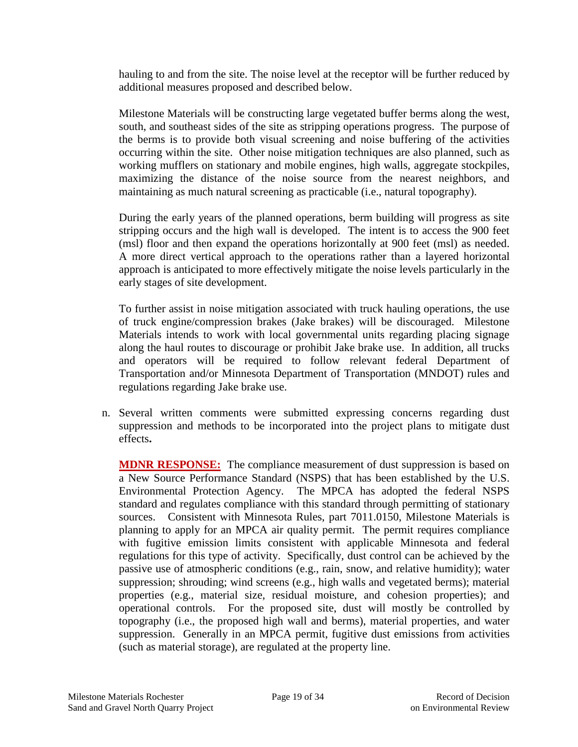hauling to and from the site. The noise level at the receptor will be further reduced by additional measures proposed and described below.

Milestone Materials will be constructing large vegetated buffer berms along the west, south, and southeast sides of the site as stripping operations progress. The purpose of the berms is to provide both visual screening and noise buffering of the activities occurring within the site. Other noise mitigation techniques are also planned, such as working mufflers on stationary and mobile engines, high walls, aggregate stockpiles, maximizing the distance of the noise source from the nearest neighbors, and maintaining as much natural screening as practicable (i.e., natural topography).

During the early years of the planned operations, berm building will progress as site stripping occurs and the high wall is developed. The intent is to access the 900 feet (msl) floor and then expand the operations horizontally at 900 feet (msl) as needed. A more direct vertical approach to the operations rather than a layered horizontal approach is anticipated to more effectively mitigate the noise levels particularly in the early stages of site development.

To further assist in noise mitigation associated with truck hauling operations, the use of truck engine/compression brakes (Jake brakes) will be discouraged. Milestone Materials intends to work with local governmental units regarding placing signage along the haul routes to discourage or prohibit Jake brake use. In addition, all trucks and operators will be required to follow relevant federal Department of Transportation and/or Minnesota Department of Transportation (MNDOT) rules and regulations regarding Jake brake use.

n. Several written comments were submitted expressing concerns regarding dust suppression and methods to be incorporated into the project plans to mitigate dust effects**.**

**MDNR RESPONSE:** The compliance measurement of dust suppression is based on a New Source Performance Standard (NSPS) that has been established by the U.S. Environmental Protection Agency. The MPCA has adopted the federal NSPS standard and regulates compliance with this standard through permitting of stationary sources. Consistent with Minnesota Rules, part 7011.0150, Milestone Materials is planning to apply for an MPCA air quality permit. The permit requires compliance with fugitive emission limits consistent with applicable Minnesota and federal regulations for this type of activity. Specifically, dust control can be achieved by the passive use of atmospheric conditions (e.g., rain, snow, and relative humidity); water suppression; shrouding; wind screens (e.g., high walls and vegetated berms); material properties (e.g., material size, residual moisture, and cohesion properties); and operational controls. For the proposed site, dust will mostly be controlled by topography (i.e., the proposed high wall and berms), material properties, and water suppression. Generally in an MPCA permit, fugitive dust emissions from activities (such as material storage), are regulated at the property line.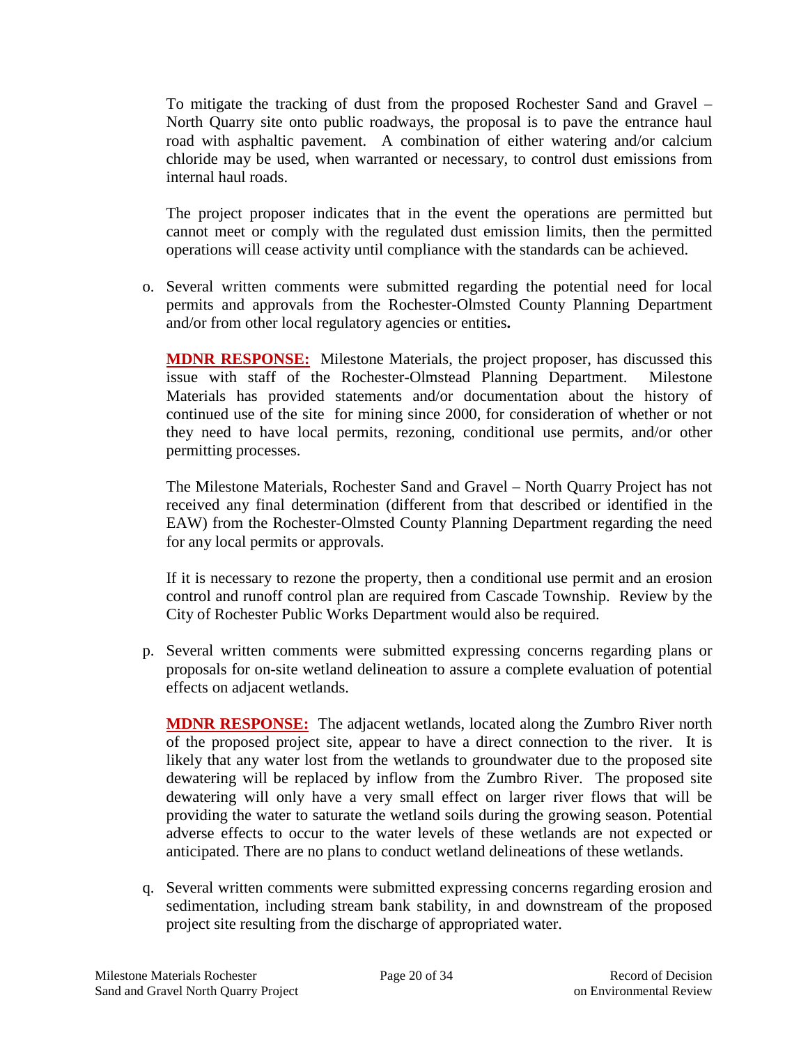To mitigate the tracking of dust from the proposed Rochester Sand and Gravel – North Quarry site onto public roadways, the proposal is to pave the entrance haul road with asphaltic pavement. A combination of either watering and/or calcium chloride may be used, when warranted or necessary, to control dust emissions from internal haul roads.

The project proposer indicates that in the event the operations are permitted but cannot meet or comply with the regulated dust emission limits, then the permitted operations will cease activity until compliance with the standards can be achieved.

o. Several written comments were submitted regarding the potential need for local permits and approvals from the Rochester-Olmsted County Planning Department and/or from other local regulatory agencies or entities**.**

   **MDNR RESPONSE:** Milestone Materials, the project proposer, has discussed this issue with staff of the Rochester-Olmstead Planning Department. Milestone Materials has provided statements and/or documentation about the history of continued use of the site for mining since 2000, for consideration of whether or not they need to have local permits, rezoning, conditional use permits, and/or other permitting processes.

   The Milestone Materials, Rochester Sand and Gravel – North Quarry Project has not received any final determination (different from that described or identified in the EAW) from the Rochester-Olmsted County Planning Department regarding the need for any local permits or approvals.

   If it is necessary to rezone the property, then a conditional use permit and an erosion control and runoff control plan are required from Cascade Township. Review by the City of Rochester Public Works Department would also be required.

p. Several written comments were submitted expressing concerns regarding plans or proposals for on-site wetland delineation to assure a complete evaluation of potential effects on adjacent wetlands.

   **MDNR RESPONSE:** The adjacent wetlands, located along the Zumbro River north of the proposed project site, appear to have a direct connection to the river. It is likely that any water lost from the wetlands to groundwater due to the proposed site dewatering will be replaced by inflow from the Zumbro River. The proposed site dewatering will only have a very small effect on larger river flows that will be providing the water to saturate the wetland soils during the growing season. Potential adverse effects to occur to the water levels of these wetlands are not expected or anticipated. There are no plans to conduct wetland delineations of these wetlands.

q. Several written comments were submitted expressing concerns regarding erosion and sedimentation, including stream bank stability, in and downstream of the proposed project site resulting from the discharge of appropriated water.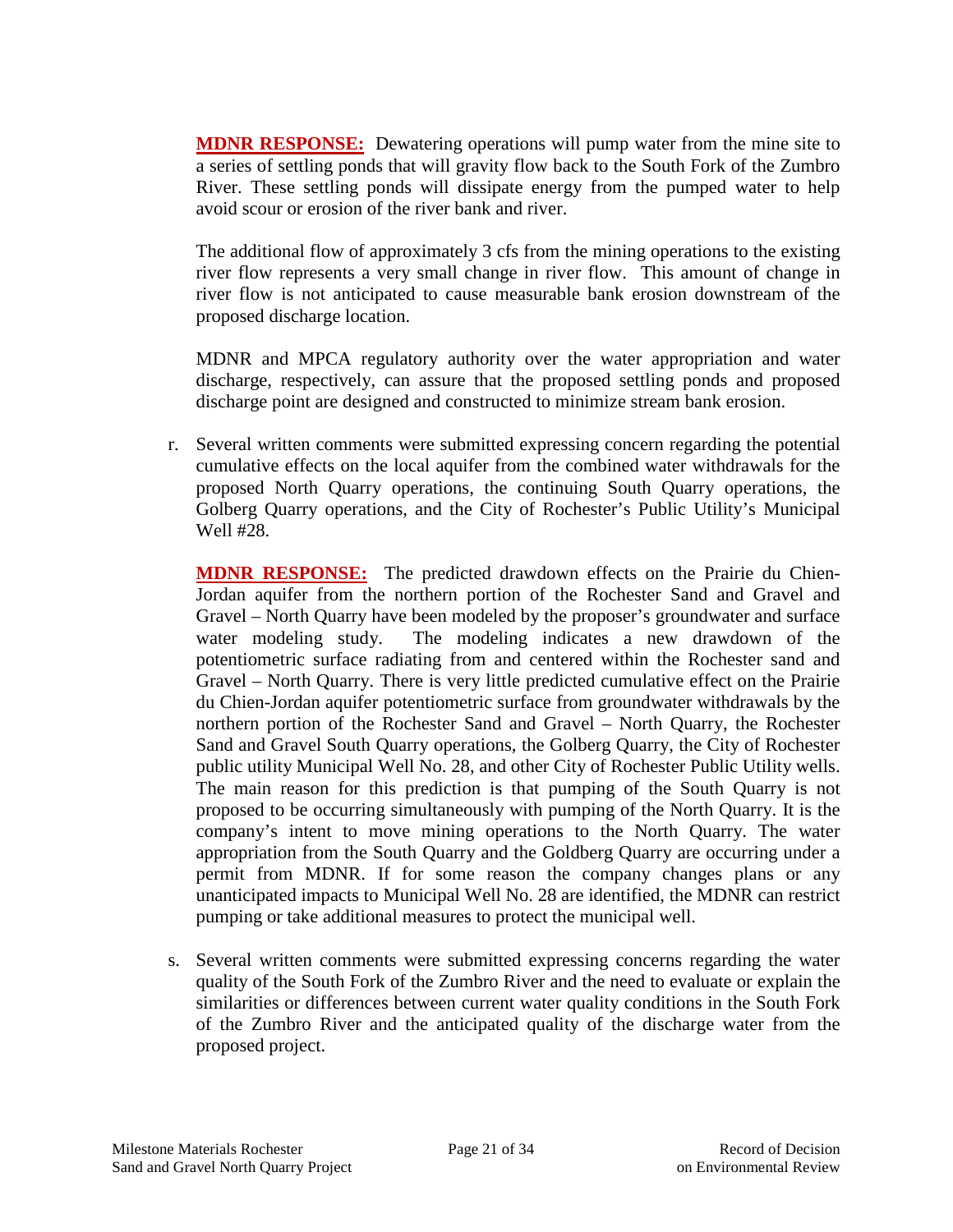**MDNR RESPONSE:** Dewatering operations will pump water from the mine site to a series of settling ponds that will gravity flow back to the South Fork of the Zumbro River. These settling ponds will dissipate energy from the pumped water to help avoid scour or erosion of the river bank and river.

The additional flow of approximately 3 cfs from the mining operations to the existing river flow represents a very small change in river flow. This amount of change in river flow is not anticipated to cause measurable bank erosion downstream of the proposed discharge location.

MDNR and MPCA regulatory authority over the water appropriation and water discharge, respectively, can assure that the proposed settling ponds and proposed discharge point are designed and constructed to minimize stream bank erosion.

r. Several written comments were submitted expressing concern regarding the potential cumulative effects on the local aquifer from the combined water withdrawals for the proposed North Quarry operations, the continuing South Quarry operations, the Golberg Quarry operations, and the City of Rochester's Public Utility's Municipal Well #28.

**MDNR RESPONSE:** The predicted drawdown effects on the Prairie du Chien-Jordan aquifer from the northern portion of the Rochester Sand and Gravel and Gravel – North Quarry have been modeled by the proposer's groundwater and surface water modeling study. The modeling indicates a new drawdown of the potentiometric surface radiating from and centered within the Rochester sand and Gravel – North Quarry. There is very little predicted cumulative effect on the Prairie du Chien-Jordan aquifer potentiometric surface from groundwater withdrawals by the northern portion of the Rochester Sand and Gravel – North Quarry, the Rochester Sand and Gravel South Quarry operations, the Golberg Quarry, the City of Rochester public utility Municipal Well No. 28, and other City of Rochester Public Utility wells. The main reason for this prediction is that pumping of the South Quarry is not proposed to be occurring simultaneously with pumping of the North Quarry. It is the company's intent to move mining operations to the North Quarry. The water appropriation from the South Quarry and the Goldberg Quarry are occurring under a permit from MDNR. If for some reason the company changes plans or any unanticipated impacts to Municipal Well No. 28 are identified, the MDNR can restrict pumping or take additional measures to protect the municipal well.

s. Several written comments were submitted expressing concerns regarding the water quality of the South Fork of the Zumbro River and the need to evaluate or explain the similarities or differences between current water quality conditions in the South Fork of the Zumbro River and the anticipated quality of the discharge water from the proposed project.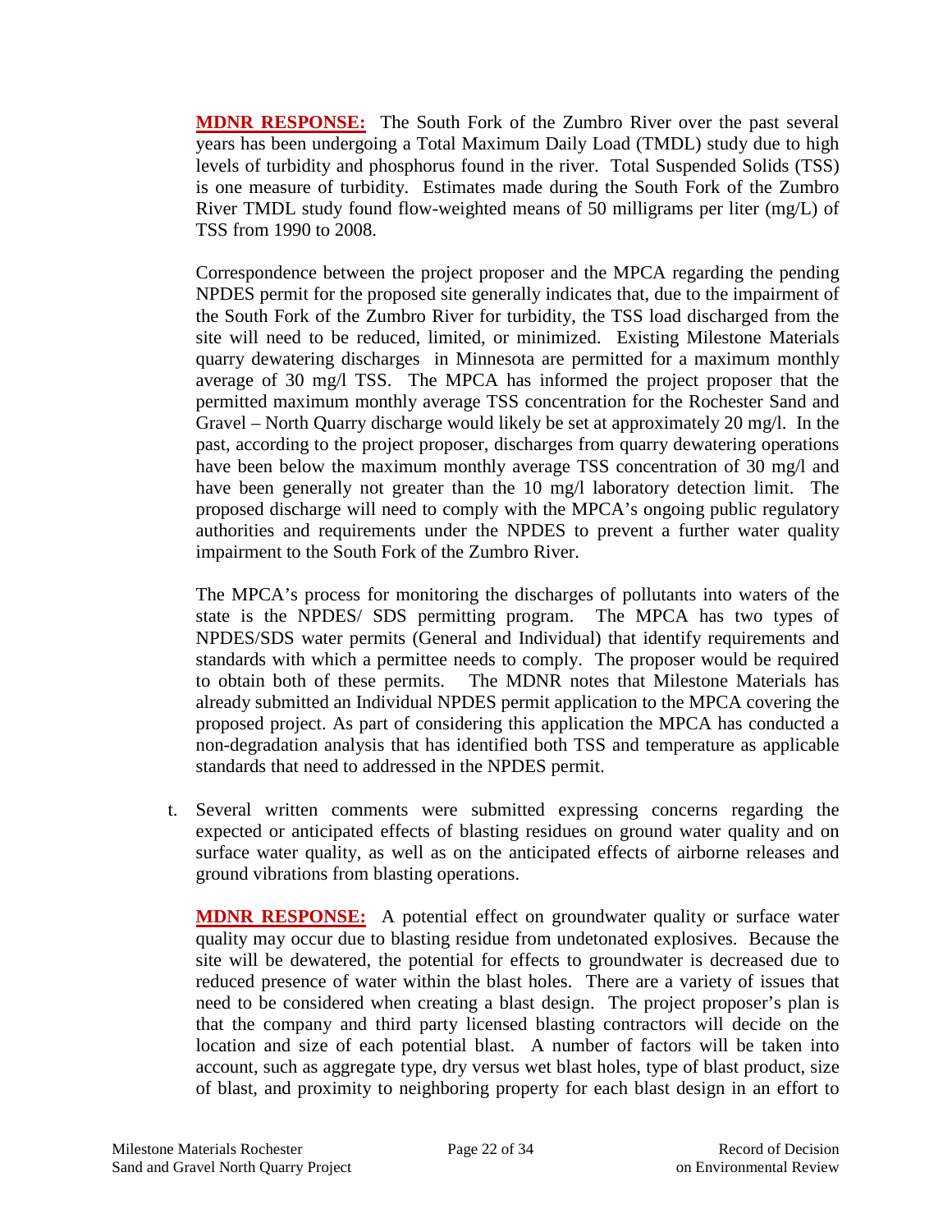**MDNR RESPONSE:** The South Fork of the Zumbro River over the past several years has been undergoing a Total Maximum Daily Load (TMDL) study due to high levels of turbidity and phosphorus found in the river. Total Suspended Solids (TSS) is one measure of turbidity. Estimates made during the South Fork of the Zumbro River TMDL study found flow-weighted means of 50 milligrams per liter (mg/L) of TSS from 1990 to 2008.

Correspondence between the project proposer and the MPCA regarding the pending NPDES permit for the proposed site generally indicates that, due to the impairment of the South Fork of the Zumbro River for turbidity, the TSS load discharged from the site will need to be reduced, limited, or minimized. Existing Milestone Materials quarry dewatering discharges in Minnesota are permitted for a maximum monthly average of 30 mg/l TSS. The MPCA has informed the project proposer that the permitted maximum monthly average TSS concentration for the Rochester Sand and Gravel – North Quarry discharge would likely be set at approximately 20 mg/l. In the past, according to the project proposer, discharges from quarry dewatering operations have been below the maximum monthly average TSS concentration of 30 mg/l and have been generally not greater than the 10 mg/l laboratory detection limit. The proposed discharge will need to comply with the MPCA's ongoing public regulatory authorities and requirements under the NPDES to prevent a further water quality impairment to the South Fork of the Zumbro River.

The MPCA's process for monitoring the discharges of pollutants into waters of the state is the NPDES/ SDS permitting program. The MPCA has two types of NPDES/SDS water permits (General and Individual) that identify requirements and standards with which a permittee needs to comply. The proposer would be required to obtain both of these permits. The MDNR notes that Milestone Materials has already submitted an Individual NPDES permit application to the MPCA covering the proposed project. As part of considering this application the MPCA has conducted a non-degradation analysis that has identified both TSS and temperature as applicable standards that need to addressed in the NPDES permit.

t. Several written comments were submitted expressing concerns regarding the expected or anticipated effects of blasting residues on ground water quality and on surface water quality, as well as on the anticipated effects of airborne releases and ground vibrations from blasting operations.

   **MDNR RESPONSE:** A potential effect on groundwater quality or surface water quality may occur due to blasting residue from undetonated explosives. Because the site will be dewatered, the potential for effects to groundwater is decreased due to reduced presence of water within the blast holes. There are a variety of issues that need to be considered when creating a blast design. The project proposer's plan is that the company and third party licensed blasting contractors will decide on the location and size of each potential blast. A number of factors will be taken into account, such as aggregate type, dry versus wet blast holes, type of blast product, size of blast, and proximity to neighboring property for each blast design in an effort to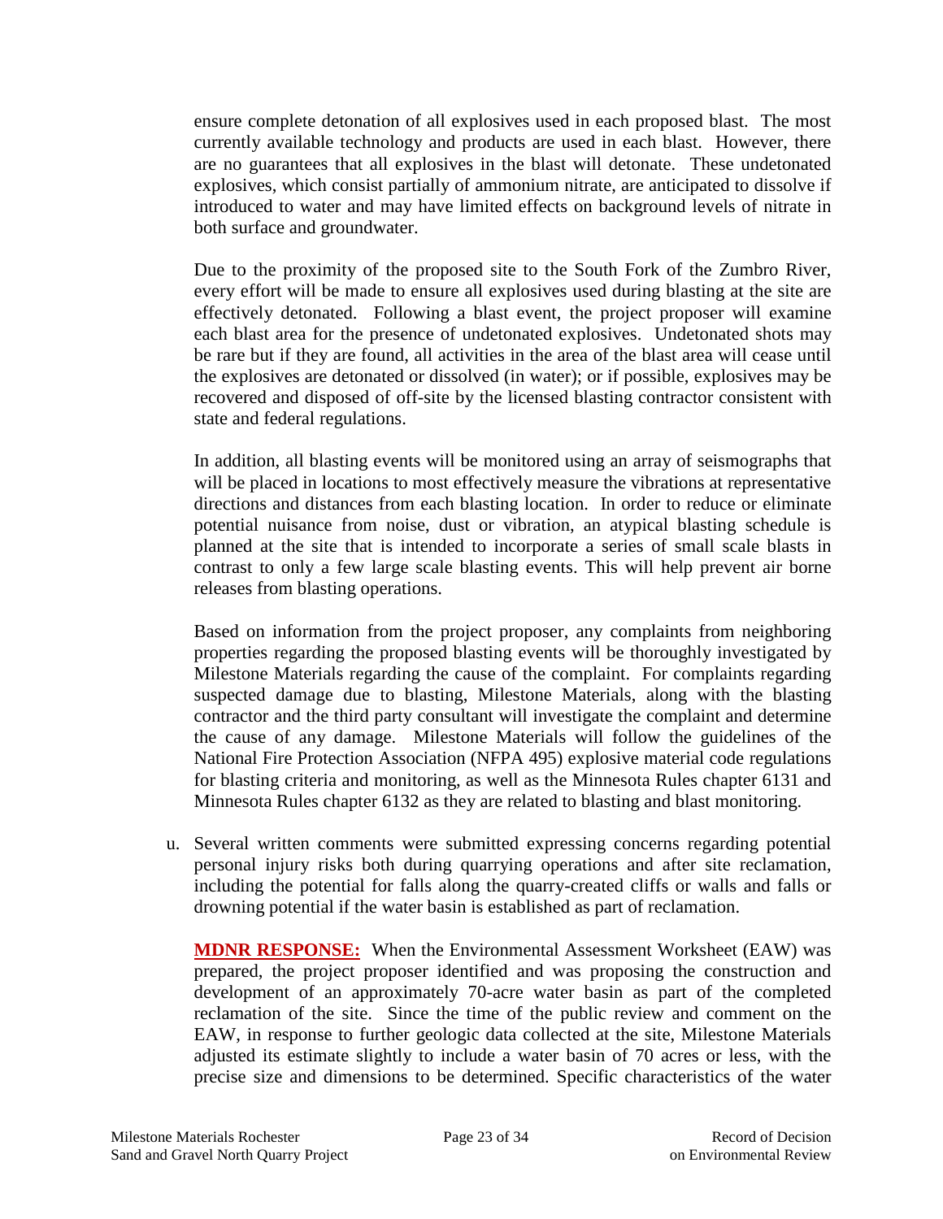ensure complete detonation of all explosives used in each proposed blast. The most currently available technology and products are used in each blast. However, there are no guarantees that all explosives in the blast will detonate. These undetonated explosives, which consist partially of ammonium nitrate, are anticipated to dissolve if introduced to water and may have limited effects on background levels of nitrate in both surface and groundwater.

Due to the proximity of the proposed site to the South Fork of the Zumbro River, every effort will be made to ensure all explosives used during blasting at the site are effectively detonated. Following a blast event, the project proposer will examine each blast area for the presence of undetonated explosives. Undetonated shots may be rare but if they are found, all activities in the area of the blast area will cease until the explosives are detonated or dissolved (in water); or if possible, explosives may be recovered and disposed of off-site by the licensed blasting contractor consistent with state and federal regulations.

In addition, all blasting events will be monitored using an array of seismographs that will be placed in locations to most effectively measure the vibrations at representative directions and distances from each blasting location. In order to reduce or eliminate potential nuisance from noise, dust or vibration, an atypical blasting schedule is planned at the site that is intended to incorporate a series of small scale blasts in contrast to only a few large scale blasting events. This will help prevent air borne releases from blasting operations.

Based on information from the project proposer, any complaints from neighboring properties regarding the proposed blasting events will be thoroughly investigated by Milestone Materials regarding the cause of the complaint. For complaints regarding suspected damage due to blasting, Milestone Materials, along with the blasting contractor and the third party consultant will investigate the complaint and determine the cause of any damage. Milestone Materials will follow the guidelines of the National Fire Protection Association (NFPA 495) explosive material code regulations for blasting criteria and monitoring, as well as the Minnesota Rules chapter 6131 and Minnesota Rules chapter 6132 as they are related to blasting and blast monitoring.

u. Several written comments were submitted expressing concerns regarding potential personal injury risks both during quarrying operations and after site reclamation, including the potential for falls along the quarry-created cliffs or walls and falls or drowning potential if the water basin is established as part of reclamation.

**MDNR RESPONSE:** When the Environmental Assessment Worksheet (EAW) was prepared, the project proposer identified and was proposing the construction and development of an approximately 70-acre water basin as part of the completed reclamation of the site. Since the time of the public review and comment on the EAW, in response to further geologic data collected at the site, Milestone Materials adjusted its estimate slightly to include a water basin of 70 acres or less, with the precise size and dimensions to be determined. Specific characteristics of the water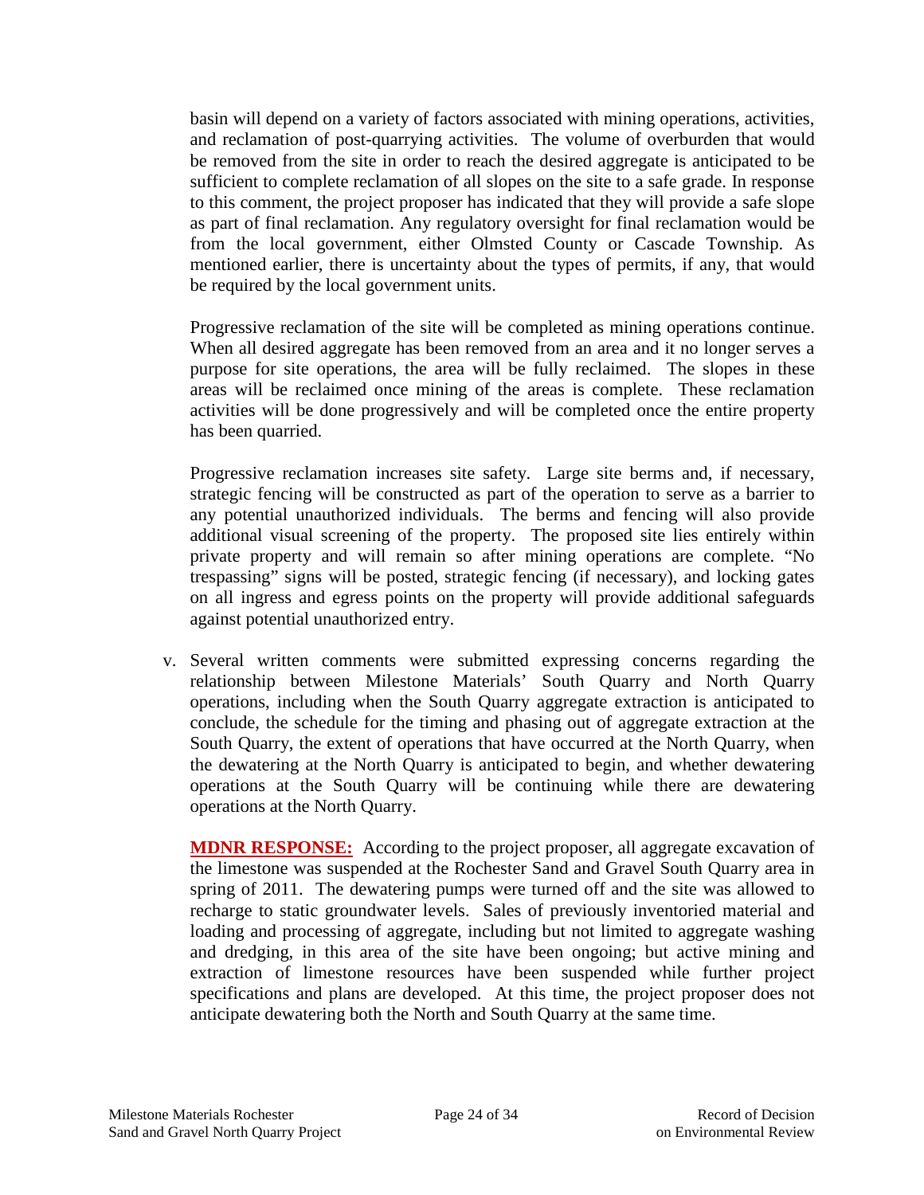basin will depend on a variety of factors associated with mining operations, activities, and reclamation of post-quarrying activities. The volume of overburden that would be removed from the site in order to reach the desired aggregate is anticipated to be sufficient to complete reclamation of all slopes on the site to a safe grade. In response to this comment, the project proposer has indicated that they will provide a safe slope as part of final reclamation. Any regulatory oversight for final reclamation would be from the local government, either Olmsted County or Cascade Township. As mentioned earlier, there is uncertainty about the types of permits, if any, that would be required by the local government units.

Progressive reclamation of the site will be completed as mining operations continue. When all desired aggregate has been removed from an area and it no longer serves a purpose for site operations, the area will be fully reclaimed. The slopes in these areas will be reclaimed once mining of the areas is complete. These reclamation activities will be done progressively and will be completed once the entire property has been quarried.

Progressive reclamation increases site safety. Large site berms and, if necessary, strategic fencing will be constructed as part of the operation to serve as a barrier to any potential unauthorized individuals. The berms and fencing will also provide additional visual screening of the property. The proposed site lies entirely within private property and will remain so after mining operations are complete. "No trespassing" signs will be posted, strategic fencing (if necessary), and locking gates on all ingress and egress points on the property will provide additional safeguards against potential unauthorized entry.

v. Several written comments were submitted expressing concerns regarding the relationship between Milestone Materials' South Quarry and North Quarry operations, including when the South Quarry aggregate extraction is anticipated to conclude, the schedule for the timing and phasing out of aggregate extraction at the South Quarry, the extent of operations that have occurred at the North Quarry, when the dewatering at the North Quarry is anticipated to begin, and whether dewatering operations at the South Quarry will be continuing while there are dewatering operations at the North Quarry.

**MDNR RESPONSE:** According to the project proposer, all aggregate excavation of the limestone was suspended at the Rochester Sand and Gravel South Quarry area in spring of 2011. The dewatering pumps were turned off and the site was allowed to recharge to static groundwater levels. Sales of previously inventoried material and loading and processing of aggregate, including but not limited to aggregate washing and dredging, in this area of the site have been ongoing; but active mining and extraction of limestone resources have been suspended while further project specifications and plans are developed. At this time, the project proposer does not anticipate dewatering both the North and South Quarry at the same time.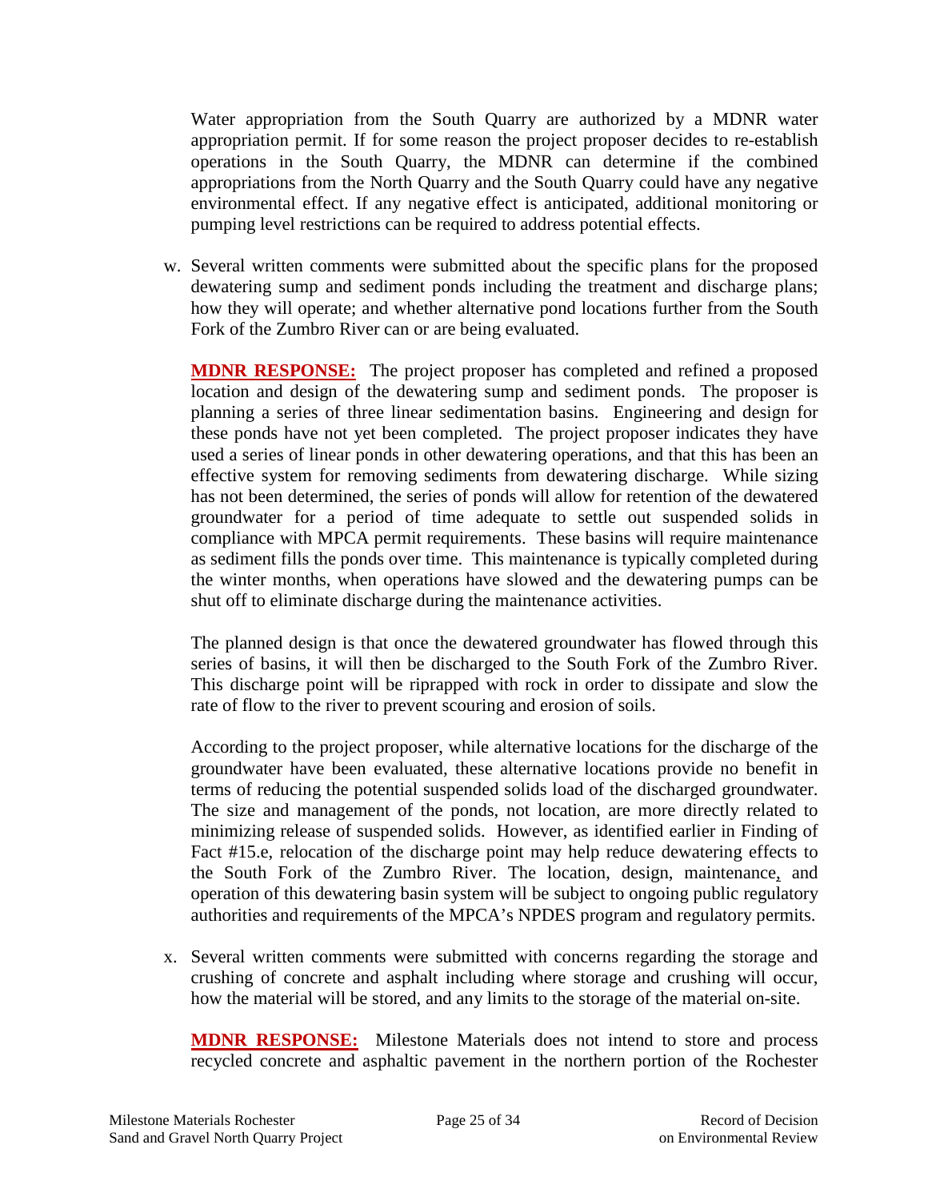Water appropriation from the South Quarry are authorized by a MDNR water appropriation permit. If for some reason the project proposer decides to re-establish operations in the South Quarry, the MDNR can determine if the combined appropriations from the North Quarry and the South Quarry could have any negative environmental effect. If any negative effect is anticipated, additional monitoring or pumping level restrictions can be required to address potential effects.

w. Several written comments were submitted about the specific plans for the proposed dewatering sump and sediment ponds including the treatment and discharge plans; how they will operate; and whether alternative pond locations further from the South Fork of the Zumbro River can or are being evaluated.

**MDNR RESPONSE:** The project proposer has completed and refined a proposed location and design of the dewatering sump and sediment ponds. The proposer is planning a series of three linear sedimentation basins. Engineering and design for these ponds have not yet been completed. The project proposer indicates they have used a series of linear ponds in other dewatering operations, and that this has been an effective system for removing sediments from dewatering discharge. While sizing has not been determined, the series of ponds will allow for retention of the dewatered groundwater for a period of time adequate to settle out suspended solids in compliance with MPCA permit requirements. These basins will require maintenance as sediment fills the ponds over time. This maintenance is typically completed during the winter months, when operations have slowed and the dewatering pumps can be shut off to eliminate discharge during the maintenance activities.

The planned design is that once the dewatered groundwater has flowed through this series of basins, it will then be discharged to the South Fork of the Zumbro River. This discharge point will be riprapped with rock in order to dissipate and slow the rate of flow to the river to prevent scouring and erosion of soils.

According to the project proposer, while alternative locations for the discharge of the groundwater have been evaluated, these alternative locations provide no benefit in terms of reducing the potential suspended solids load of the discharged groundwater. The size and management of the ponds, not location, are more directly related to minimizing release of suspended solids. However, as identified earlier in Finding of Fact #15.e, relocation of the discharge point may help reduce dewatering effects to the South Fork of the Zumbro River. The location, design, maintenance, and operation of this dewatering basin system will be subject to ongoing public regulatory authorities and requirements of the MPCA's NPDES program and regulatory permits.

x. Several written comments were submitted with concerns regarding the storage and crushing of concrete and asphalt including where storage and crushing will occur, how the material will be stored, and any limits to the storage of the material on-site.

**MDNR RESPONSE:** Milestone Materials does not intend to store and process recycled concrete and asphaltic pavement in the northern portion of the Rochester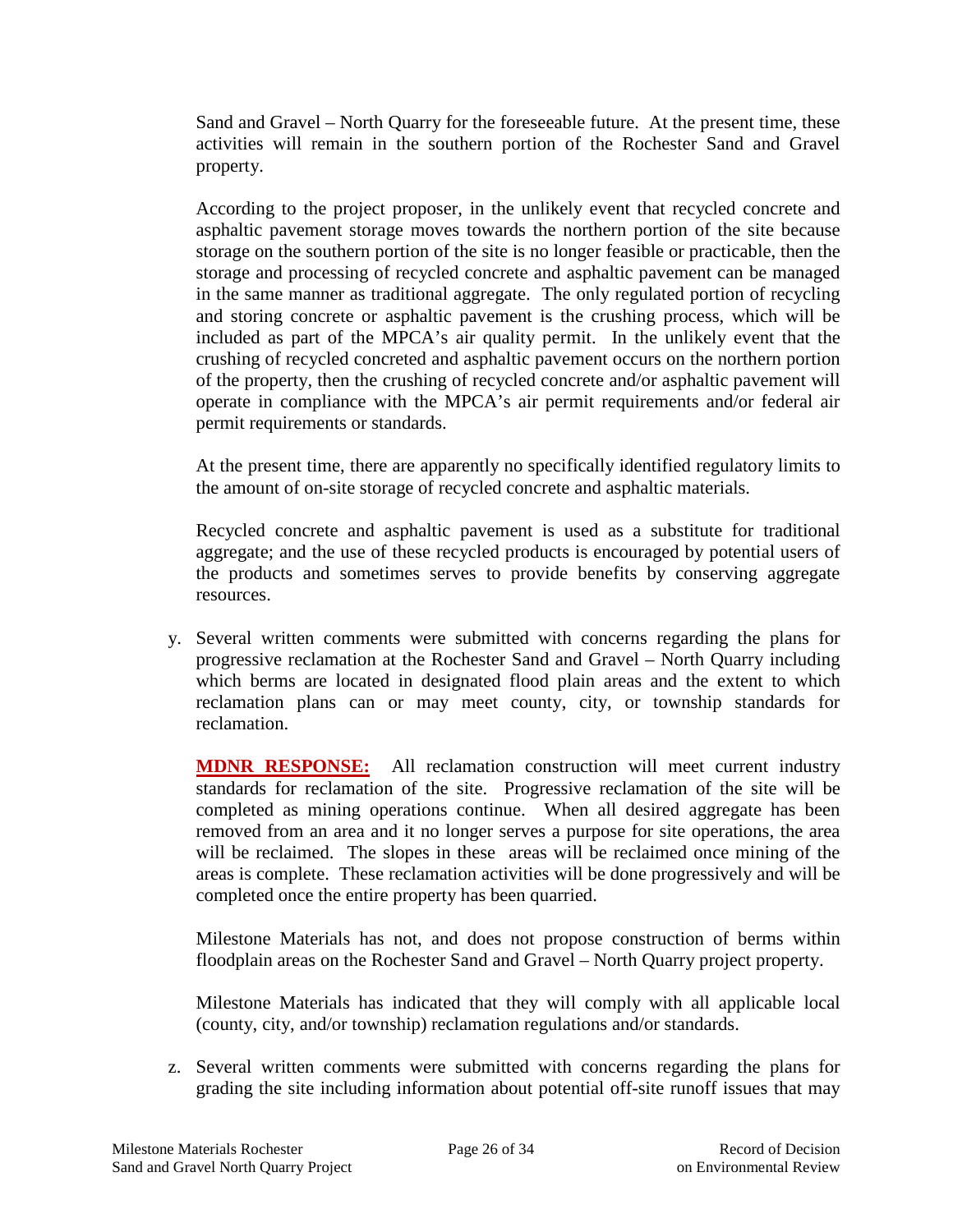Sand and Gravel – North Quarry for the foreseeable future. At the present time, these activities will remain in the southern portion of the Rochester Sand and Gravel property.

According to the project proposer, in the unlikely event that recycled concrete and asphaltic pavement storage moves towards the northern portion of the site because storage on the southern portion of the site is no longer feasible or practicable, then the storage and processing of recycled concrete and asphaltic pavement can be managed in the same manner as traditional aggregate. The only regulated portion of recycling and storing concrete or asphaltic pavement is the crushing process, which will be included as part of the MPCA's air quality permit. In the unlikely event that the crushing of recycled concreted and asphaltic pavement occurs on the northern portion of the property, then the crushing of recycled concrete and/or asphaltic pavement will operate in compliance with the MPCA's air permit requirements and/or federal air permit requirements or standards.

At the present time, there are apparently no specifically identified regulatory limits to the amount of on-site storage of recycled concrete and asphaltic materials.

Recycled concrete and asphaltic pavement is used as a substitute for traditional aggregate; and the use of these recycled products is encouraged by potential users of the products and sometimes serves to provide benefits by conserving aggregate resources.

y. Several written comments were submitted with concerns regarding the plans for progressive reclamation at the Rochester Sand and Gravel – North Quarry including which berms are located in designated flood plain areas and the extent to which reclamation plans can or may meet county, city, or township standards for reclamation.

   **MDNR RESPONSE:** All reclamation construction will meet current industry standards for reclamation of the site. Progressive reclamation of the site will be completed as mining operations continue. When all desired aggregate has been removed from an area and it no longer serves a purpose for site operations, the area will be reclaimed. The slopes in these areas will be reclaimed once mining of the areas is complete. These reclamation activities will be done progressively and will be completed once the entire property has been quarried.

   Milestone Materials has not, and does not propose construction of berms within floodplain areas on the Rochester Sand and Gravel – North Quarry project property.

   Milestone Materials has indicated that they will comply with all applicable local (county, city, and/or township) reclamation regulations and/or standards.

z. Several written comments were submitted with concerns regarding the plans for grading the site including information about potential off-site runoff issues that may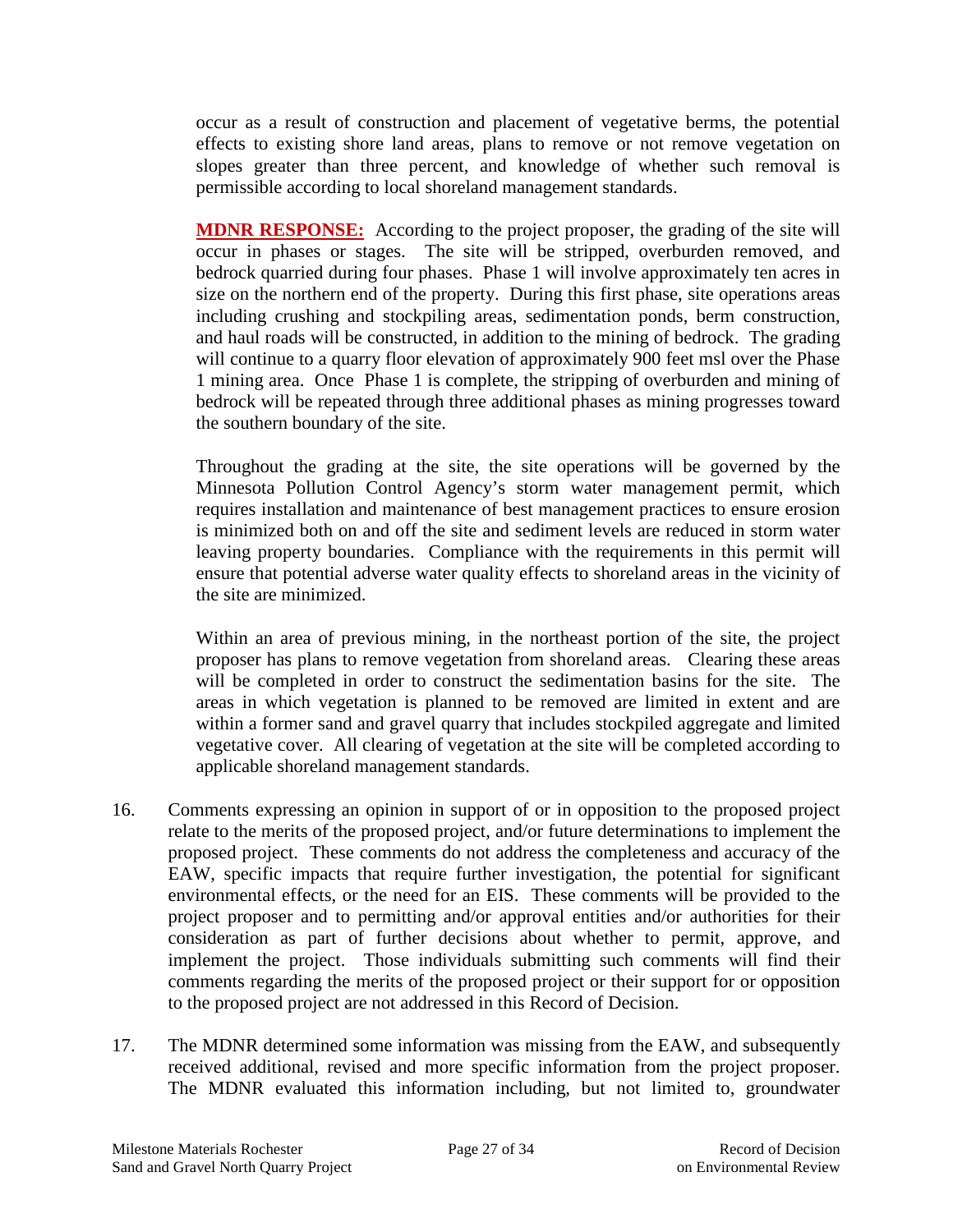occur as a result of construction and placement of vegetative berms, the potential effects to existing shore land areas, plans to remove or not remove vegetation on slopes greater than three percent, and knowledge of whether such removal is permissible according to local shoreland management standards.

**MDNR RESPONSE:** According to the project proposer, the grading of the site will occur in phases or stages. The site will be stripped, overburden removed, and bedrock quarried during four phases. Phase 1 will involve approximately ten acres in size on the northern end of the property. During this first phase, site operations areas including crushing and stockpiling areas, sedimentation ponds, berm construction, and haul roads will be constructed, in addition to the mining of bedrock. The grading will continue to a quarry floor elevation of approximately 900 feet msl over the Phase 1 mining area. Once Phase 1 is complete, the stripping of overburden and mining of bedrock will be repeated through three additional phases as mining progresses toward the southern boundary of the site.

Throughout the grading at the site, the site operations will be governed by the Minnesota Pollution Control Agency's storm water management permit, which requires installation and maintenance of best management practices to ensure erosion is minimized both on and off the site and sediment levels are reduced in storm water leaving property boundaries. Compliance with the requirements in this permit will ensure that potential adverse water quality effects to shoreland areas in the vicinity of the site are minimized.

Within an area of previous mining, in the northeast portion of the site, the project proposer has plans to remove vegetation from shoreland areas. Clearing these areas will be completed in order to construct the sedimentation basins for the site. The areas in which vegetation is planned to be removed are limited in extent and are within a former sand and gravel quarry that includes stockpiled aggregate and limited vegetative cover. All clearing of vegetation at the site will be completed according to applicable shoreland management standards.

16. Comments expressing an opinion in support of or in opposition to the proposed project relate to the merits of the proposed project, and/or future determinations to implement the proposed project. These comments do not address the completeness and accuracy of the EAW, specific impacts that require further investigation, the potential for significant environmental effects, or the need for an EIS. These comments will be provided to the project proposer and to permitting and/or approval entities and/or authorities for their consideration as part of further decisions about whether to permit, approve, and implement the project. Those individuals submitting such comments will find their comments regarding the merits of the proposed project or their support for or opposition to the proposed project are not addressed in this Record of Decision.

17. The MDNR determined some information was missing from the EAW, and subsequently received additional, revised and more specific information from the project proposer. The MDNR evaluated this information including, but not limited to, groundwater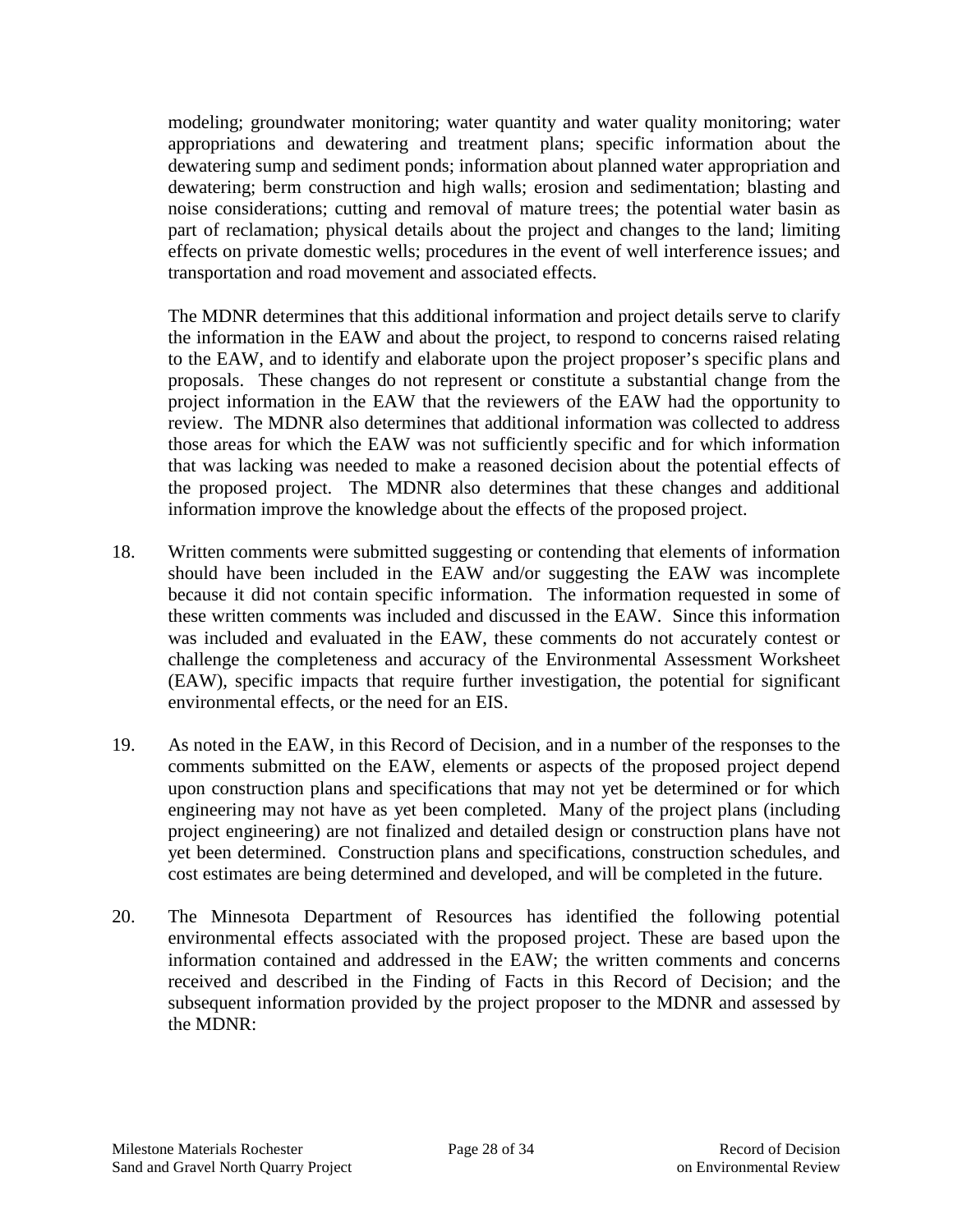modeling; groundwater monitoring; water quantity and water quality monitoring; water appropriations and dewatering and treatment plans; specific information about the dewatering sump and sediment ponds; information about planned water appropriation and dewatering; berm construction and high walls; erosion and sedimentation; blasting and noise considerations; cutting and removal of mature trees; the potential water basin as part of reclamation; physical details about the project and changes to the land; limiting effects on private domestic wells; procedures in the event of well interference issues; and transportation and road movement and associated effects.

The MDNR determines that this additional information and project details serve to clarify the information in the EAW and about the project, to respond to concerns raised relating to the EAW, and to identify and elaborate upon the project proposer's specific plans and proposals. These changes do not represent or constitute a substantial change from the project information in the EAW that the reviewers of the EAW had the opportunity to review. The MDNR also determines that additional information was collected to address those areas for which the EAW was not sufficiently specific and for which information that was lacking was needed to make a reasoned decision about the potential effects of the proposed project. The MDNR also determines that these changes and additional information improve the knowledge about the effects of the proposed project.

18. Written comments were submitted suggesting or contending that elements of information should have been included in the EAW and/or suggesting the EAW was incomplete because it did not contain specific information. The information requested in some of these written comments was included and discussed in the EAW. Since this information was included and evaluated in the EAW, these comments do not accurately contest or challenge the completeness and accuracy of the Environmental Assessment Worksheet (EAW), specific impacts that require further investigation, the potential for significant environmental effects, or the need for an EIS.

19. As noted in the EAW, in this Record of Decision, and in a number of the responses to the comments submitted on the EAW, elements or aspects of the proposed project depend upon construction plans and specifications that may not yet be determined or for which engineering may not have as yet been completed. Many of the project plans (including project engineering) are not finalized and detailed design or construction plans have not yet been determined. Construction plans and specifications, construction schedules, and cost estimates are being determined and developed, and will be completed in the future.

20. The Minnesota Department of Resources has identified the following potential environmental effects associated with the proposed project. These are based upon the information contained and addressed in the EAW; the written comments and concerns received and described in the Finding of Facts in this Record of Decision; and the subsequent information provided by the project proposer to the MDNR and assessed by the MDNR: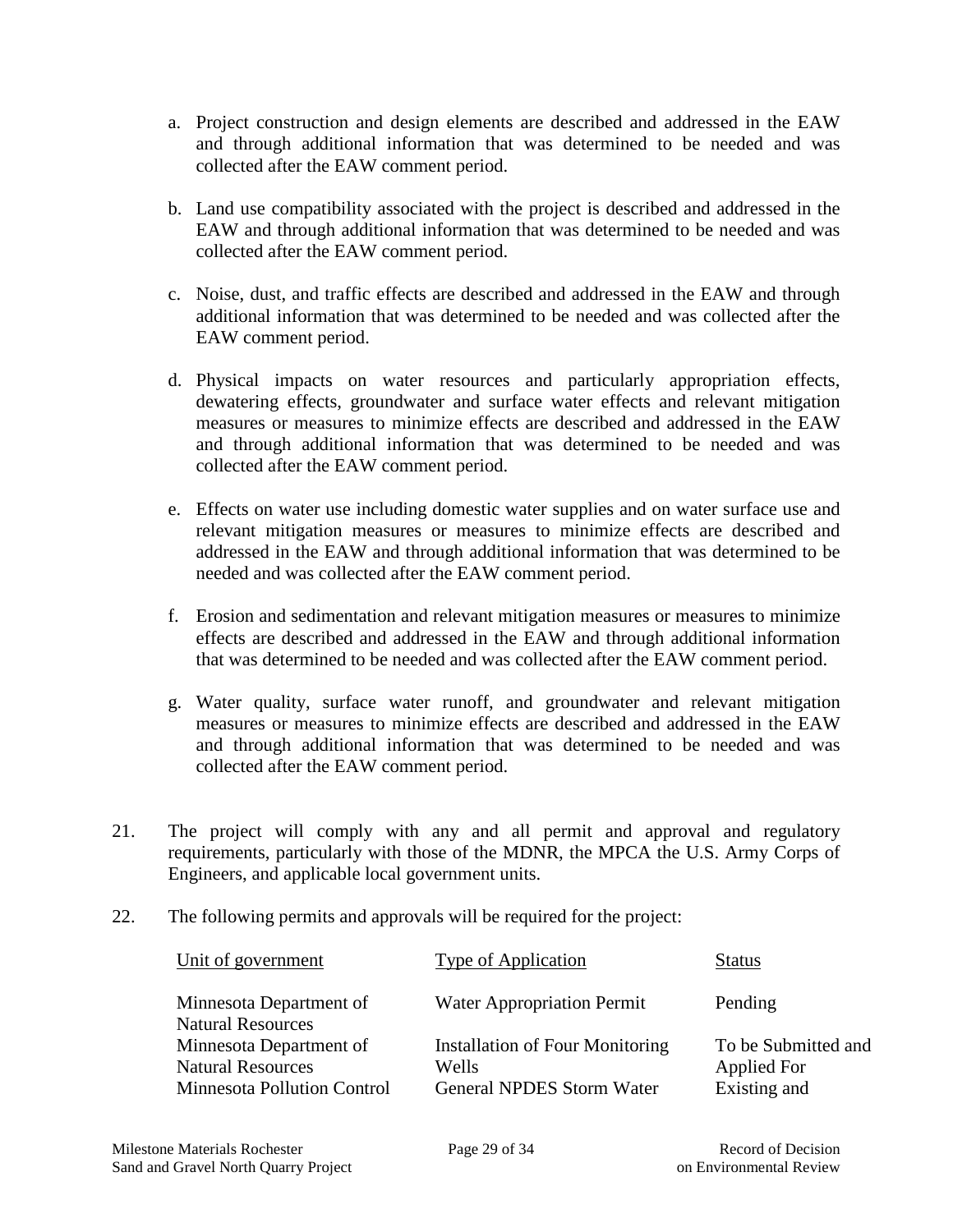a. Project construction and design elements are described and addressed in the EAW and through additional information that was determined to be needed and was collected after the EAW comment period.

b. Land use compatibility associated with the project is described and addressed in the EAW and through additional information that was determined to be needed and was collected after the EAW comment period.

c. Noise, dust, and traffic effects are described and addressed in the EAW and through additional information that was determined to be needed and was collected after the EAW comment period.

d. Physical impacts on water resources and particularly appropriation effects, dewatering effects, groundwater and surface water effects and relevant mitigation measures or measures to minimize effects are described and addressed in the EAW and through additional information that was determined to be needed and was collected after the EAW comment period.

e. Effects on water use including domestic water supplies and on water surface use and relevant mitigation measures or measures to minimize effects are described and addressed in the EAW and through additional information that was determined to be needed and was collected after the EAW comment period.

f. Erosion and sedimentation and relevant mitigation measures or measures to minimize effects are described and addressed in the EAW and through additional information that was determined to be needed and was collected after the EAW comment period.

g. Water quality, surface water runoff, and groundwater and relevant mitigation measures or measures to minimize effects are described and addressed in the EAW and through additional information that was determined to be needed and was collected after the EAW comment period.

21. The project will comply with any and all permit and approval and regulatory requirements, particularly with those of the MDNR, the MPCA the U.S. Army Corps of Engineers, and applicable local government units.

22. The following permits and approvals will be required for the project:

| Unit of government | Type of Application | Status |
|---|---|---|
| Minnesota Department of Natural Resources | Water Appropriation Permit | Pending |
| Minnesota Department of Natural Resources | Installation of Four Monitoring Wells | To be Submitted and Applied For |
| Minnesota Pollution Control | General NPDES Storm Water | Existing and |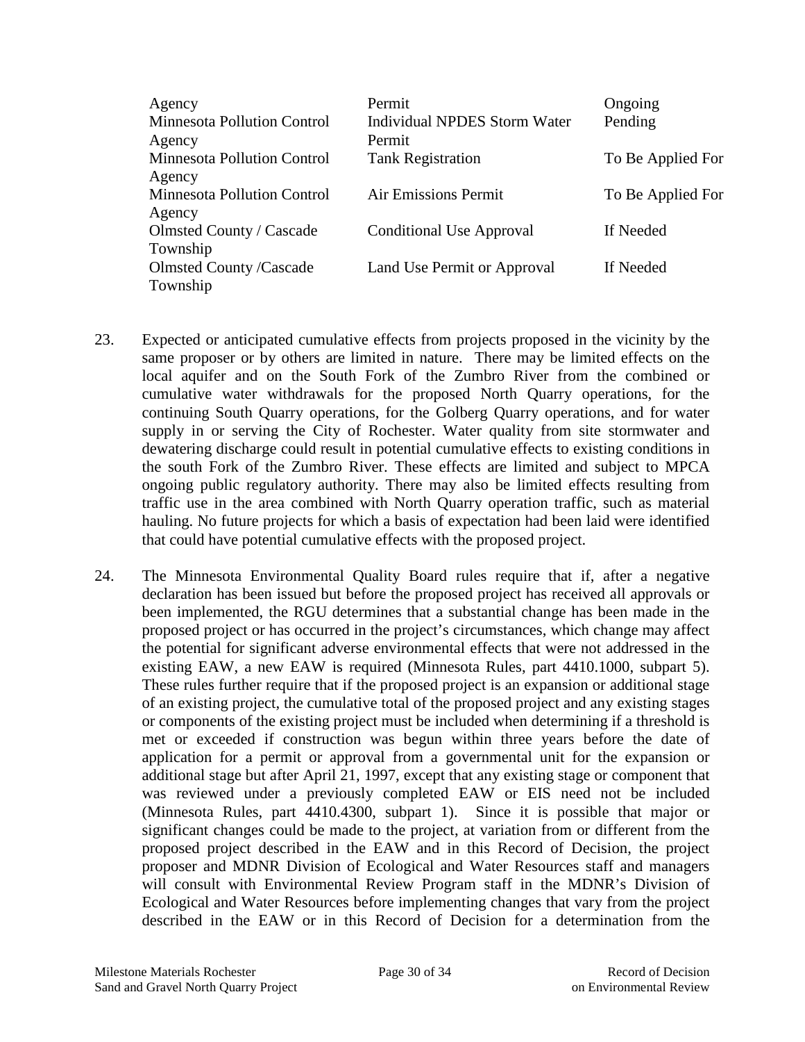| Agency | Permit | Ongoing |
|---|---|---|
| Minnesota Pollution Control Agency | Individual NPDES Storm Water Permit | Pending |
| Minnesota Pollution Control Agency | Tank Registration | To Be Applied For |
| Minnesota Pollution Control Agency | Air Emissions Permit | To Be Applied For |
| Olmsted County / Cascade Township | Conditional Use Approval | If Needed |
| Olmsted County /Cascade Township | Land Use Permit or Approval | If Needed |

23. Expected or anticipated cumulative effects from projects proposed in the vicinity by the same proposer or by others are limited in nature. There may be limited effects on the local aquifer and on the South Fork of the Zumbro River from the combined or cumulative water withdrawals for the proposed North Quarry operations, for the continuing South Quarry operations, for the Golberg Quarry operations, and for water supply in or serving the City of Rochester. Water quality from site stormwater and dewatering discharge could result in potential cumulative effects to existing conditions in the south Fork of the Zumbro River. These effects are limited and subject to MPCA ongoing public regulatory authority. There may also be limited effects resulting from traffic use in the area combined with North Quarry operation traffic, such as material hauling. No future projects for which a basis of expectation had been laid were identified that could have potential cumulative effects with the proposed project.

24. The Minnesota Environmental Quality Board rules require that if, after a negative declaration has been issued but before the proposed project has received all approvals or been implemented, the RGU determines that a substantial change has been made in the proposed project or has occurred in the project's circumstances, which change may affect the potential for significant adverse environmental effects that were not addressed in the existing EAW, a new EAW is required (Minnesota Rules, part 4410.1000, subpart 5). These rules further require that if the proposed project is an expansion or additional stage of an existing project, the cumulative total of the proposed project and any existing stages or components of the existing project must be included when determining if a threshold is met or exceeded if construction was begun within three years before the date of application for a permit or approval from a governmental unit for the expansion or additional stage but after April 21, 1997, except that any existing stage or component that was reviewed under a previously completed EAW or EIS need not be included (Minnesota Rules, part 4410.4300, subpart 1). Since it is possible that major or significant changes could be made to the project, at variation from or different from the proposed project described in the EAW and in this Record of Decision, the project proposer and MDNR Division of Ecological and Water Resources staff and managers will consult with Environmental Review Program staff in the MDNR's Division of Ecological and Water Resources before implementing changes that vary from the project described in the EAW or in this Record of Decision for a determination from the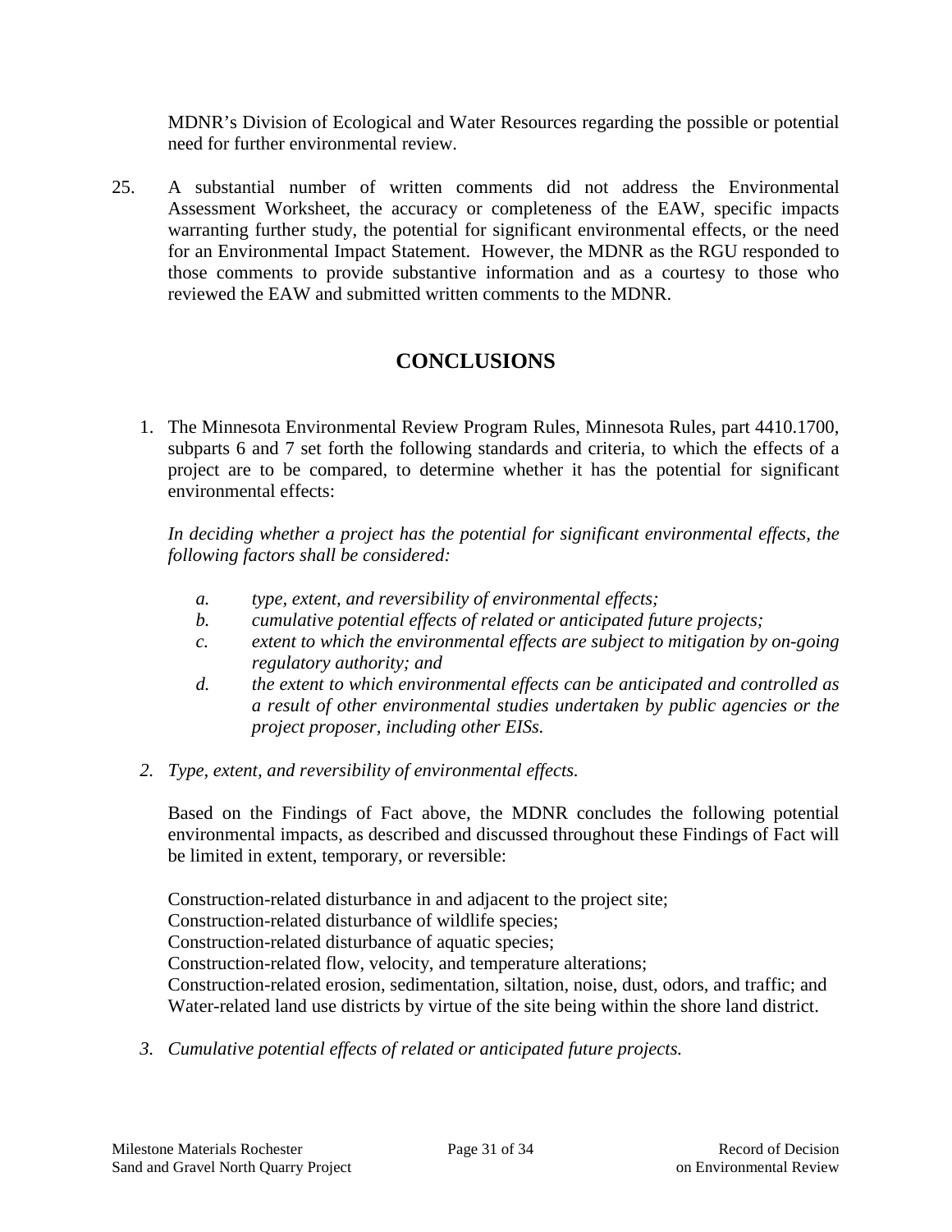MDNR's Division of Ecological and Water Resources regarding the possible or potential need for further environmental review.

25. A substantial number of written comments did not address the Environmental Assessment Worksheet, the accuracy or completeness of the EAW, specific impacts warranting further study, the potential for significant environmental effects, or the need for an Environmental Impact Statement. However, the MDNR as the RGU responded to those comments to provide substantive information and as a courtesy to those who reviewed the EAW and submitted written comments to the MDNR.

## CONCLUSIONS

1. The Minnesota Environmental Review Program Rules, Minnesota Rules, part 4410.1700, subparts 6 and 7 set forth the following standards and criteria, to which the effects of a project are to be compared, to determine whether it has the potential for significant environmental effects:

   *In deciding whether a project has the potential for significant environmental effects, the following factors shall be considered:*

   *a. type, extent, and reversibility of environmental effects;*
   *b. cumulative potential effects of related or anticipated future projects;*
   *c. extent to which the environmental effects are subject to mitigation by on-going regulatory authority; and*
   *d. the extent to which environmental effects can be anticipated and controlled as a result of other environmental studies undertaken by public agencies or the project proposer, including other EISs.*

2. *Type, extent, and reversibility of environmental effects.*

   Based on the Findings of Fact above, the MDNR concludes the following potential environmental impacts, as described and discussed throughout these Findings of Fact will be limited in extent, temporary, or reversible:

   Construction-related disturbance in and adjacent to the project site;
   Construction-related disturbance of wildlife species;
   Construction-related disturbance of aquatic species;
   Construction-related flow, velocity, and temperature alterations;
   Construction-related erosion, sedimentation, siltation, noise, dust, odors, and traffic; and
   Water-related land use districts by virtue of the site being within the shore land district.

3. *Cumulative potential effects of related or anticipated future projects.*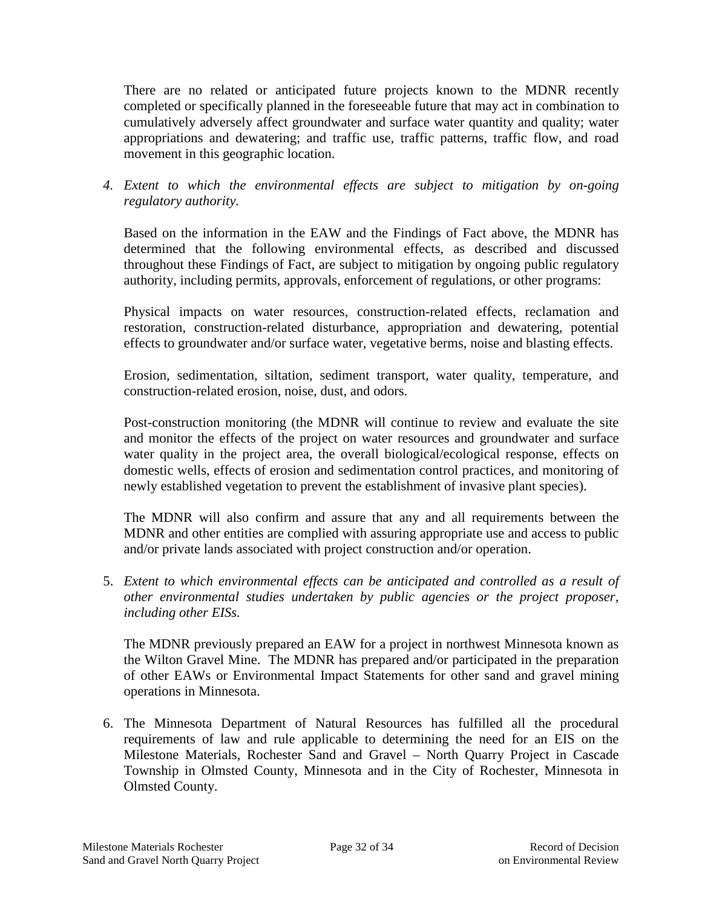There are no related or anticipated future projects known to the MDNR recently completed or specifically planned in the foreseeable future that may act in combination to cumulatively adversely affect groundwater and surface water quantity and quality; water appropriations and dewatering; and traffic use, traffic patterns, traffic flow, and road movement in this geographic location.

4. *Extent to which the environmental effects are subject to mitigation by on-going regulatory authority.*

   Based on the information in the EAW and the Findings of Fact above, the MDNR has determined that the following environmental effects, as described and discussed throughout these Findings of Fact, are subject to mitigation by ongoing public regulatory authority, including permits, approvals, enforcement of regulations, or other programs:

   Physical impacts on water resources, construction-related effects, reclamation and restoration, construction-related disturbance, appropriation and dewatering, potential effects to groundwater and/or surface water, vegetative berms, noise and blasting effects.

   Erosion, sedimentation, siltation, sediment transport, water quality, temperature, and construction-related erosion, noise, dust, and odors.

   Post-construction monitoring (the MDNR will continue to review and evaluate the site and monitor the effects of the project on water resources and groundwater and surface water quality in the project area, the overall biological/ecological response, effects on domestic wells, effects of erosion and sedimentation control practices, and monitoring of newly established vegetation to prevent the establishment of invasive plant species).

   The MDNR will also confirm and assure that any and all requirements between the MDNR and other entities are complied with assuring appropriate use and access to public and/or private lands associated with project construction and/or operation.

5. *Extent to which environmental effects can be anticipated and controlled as a result of other environmental studies undertaken by public agencies or the project proposer, including other EISs.*

   The MDNR previously prepared an EAW for a project in northwest Minnesota known as the Wilton Gravel Mine. The MDNR has prepared and/or participated in the preparation of other EAWs or Environmental Impact Statements for other sand and gravel mining operations in Minnesota.

6. The Minnesota Department of Natural Resources has fulfilled all the procedural requirements of law and rule applicable to determining the need for an EIS on the Milestone Materials, Rochester Sand and Gravel – North Quarry Project in Cascade Township in Olmsted County, Minnesota and in the City of Rochester, Minnesota in Olmsted County.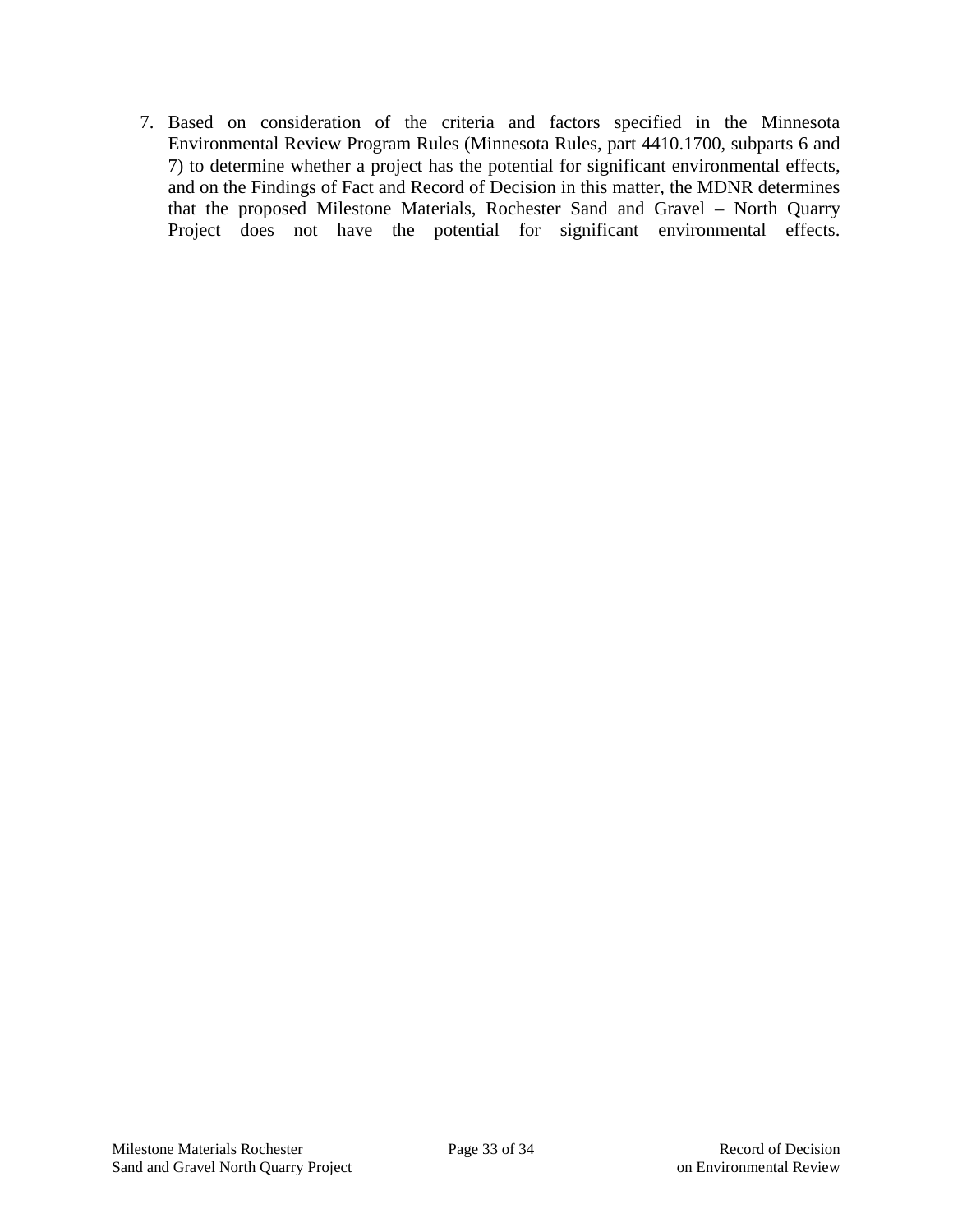7. Based on consideration of the criteria and factors specified in the Minnesota Environmental Review Program Rules (Minnesota Rules, part 4410.1700, subparts 6 and 7) to determine whether a project has the potential for significant environmental effects, and on the Findings of Fact and Record of Decision in this matter, the MDNR determines that the proposed Milestone Materials, Rochester Sand and Gravel – North Quarry Project does not have the potential for significant environmental effects.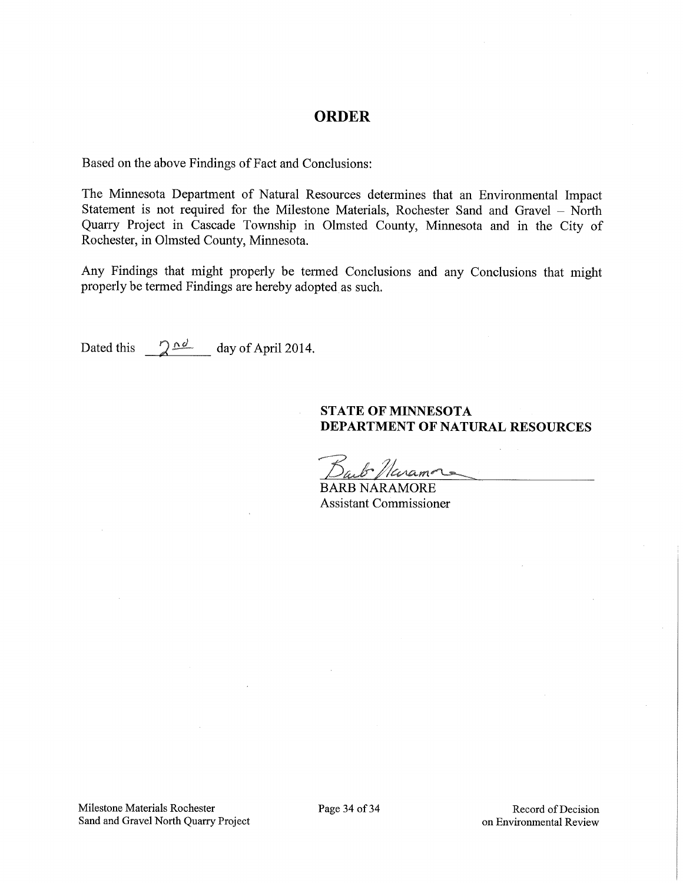# ORDER

Based on the above Findings of Fact and Conclusions:

The Minnesota Department of Natural Resources determines that an Environmental Impact Statement is not required for the Milestone Materials, Rochester Sand and Gravel – North Quarry Project in Cascade Township in Olmsted County, Minnesota and in the City of Rochester, in Olmsted County, Minnesota.

Any Findings that might properly be termed Conclusions and any Conclusions that might properly be termed Findings are hereby adopted as such.

Dated this 2nd day of April 2014.

**STATE OF MINNESOTA**
**DEPARTMENT OF NATURAL RESOURCES**

Barb Naramore

BARB NARAMORE
Assistant Commissioner